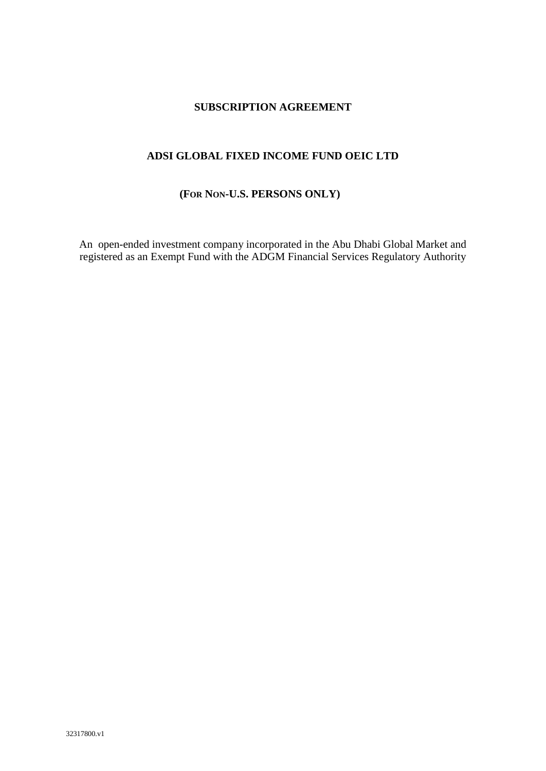# SUBSCRIPTION AGREEMENT

## ADSI GLOBAL FIXED INCOME FUND OEIC LTD

### (FOR NON-U.S. PERSONS ONLY)

An open-ended investment company incorporated in the Abu Dhabi Global Market and registered as an Exempt Fund with the ADGM Financial Services Regulatory Authority

32317800.v1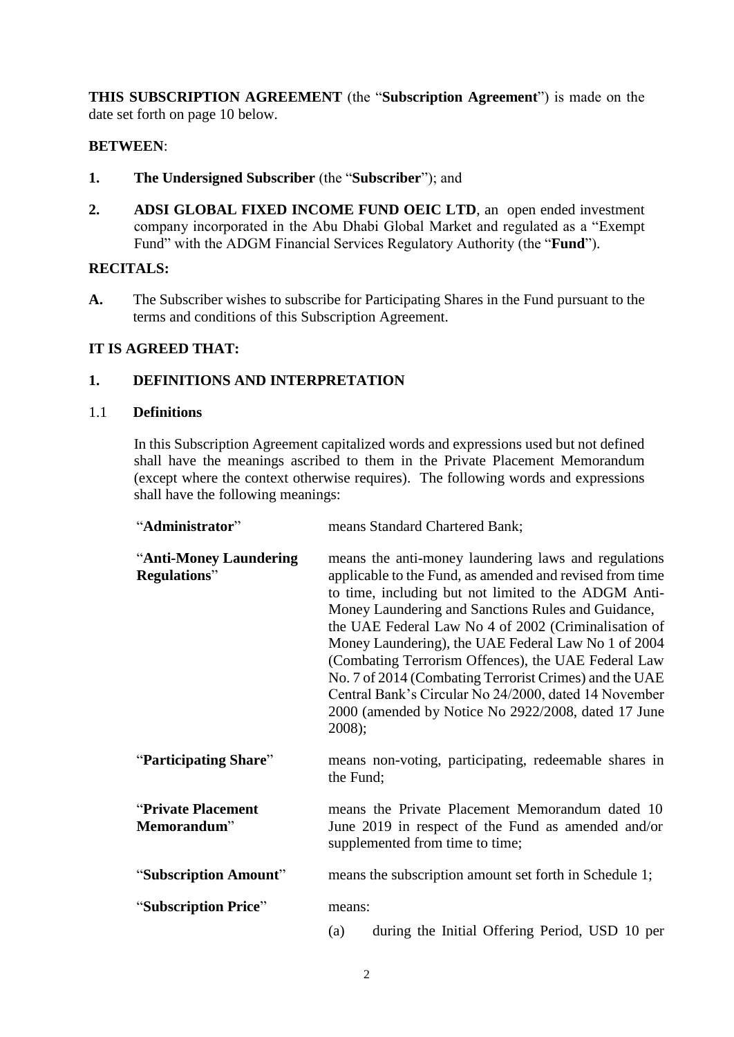**THIS SUBSCRIPTION AGREEMENT** (the "**Subscription Agreement**") is made on the date set forth on page 10 below.

**BETWEEN**:

1. **The Undersigned Subscriber** (the "**Subscriber**"); and

2. **ADSI GLOBAL FIXED INCOME FUND OEIC LTD**, an open ended investment company incorporated in the Abu Dhabi Global Market and regulated as a "Exempt Fund" with the ADGM Financial Services Regulatory Authority (the "**Fund**").

**RECITALS:**

**A.** The Subscriber wishes to subscribe for Participating Shares in the Fund pursuant to the terms and conditions of this Subscription Agreement.

**IT IS AGREED THAT:**

## 1. DEFINITIONS AND INTERPRETATION

### 1.1 Definitions

In this Subscription Agreement capitalized words and expressions used but not defined shall have the meanings ascribed to them in the Private Placement Memorandum (except where the context otherwise requires). The following words and expressions shall have the following meanings:

| | |
|---|---|
| "**Administrator**" | means Standard Chartered Bank; |
| "**Anti-Money Laundering Regulations**" | means the anti-money laundering laws and regulations applicable to the Fund, as amended and revised from time to time, including but not limited to the ADGM Anti-Money Laundering and Sanctions Rules and Guidance, the UAE Federal Law No 4 of 2002 (Criminalisation of Money Laundering), the UAE Federal Law No 1 of 2004 (Combating Terrorism Offences), the UAE Federal Law No. 7 of 2014 (Combating Terrorist Crimes) and the UAE Central Bank's Circular No 24/2000, dated 14 November 2000 (amended by Notice No 2922/2008, dated 17 June 2008); |
| "**Participating Share**" | means non-voting, participating, redeemable shares in the Fund; |
| "**Private Placement Memorandum**" | means the Private Placement Memorandum dated 10 June 2019 in respect of the Fund as amended and/or supplemented from time to time; |
| "**Subscription Amount**" | means the subscription amount set forth in Schedule 1; |
| "**Subscription Price**" | means: |
| | (a) during the Initial Offering Period, USD 10 per |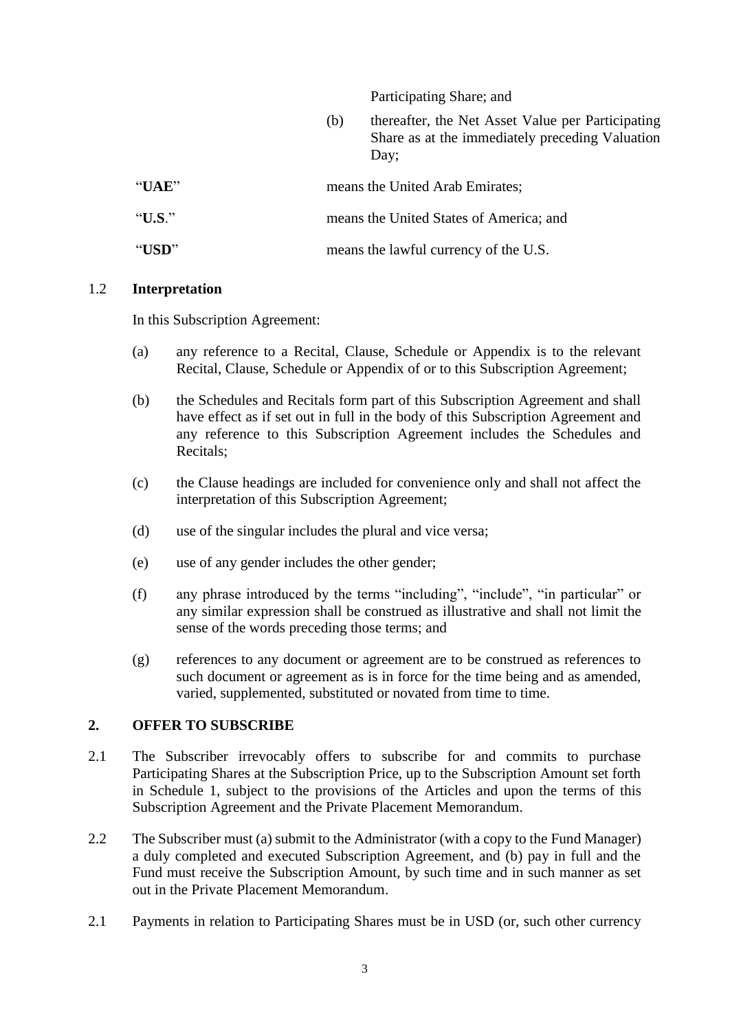Participating Share; and

(b) thereafter, the Net Asset Value per Participating Share as at the immediately preceding Valuation Day;

| | |
|---|---|
| "**UAE**" | means the United Arab Emirates; |
| "**U.S**." | means the United States of America; and |
| "**USD**" | means the lawful currency of the U.S. |

### 1.2 Interpretation

In this Subscription Agreement:

(a) any reference to a Recital, Clause, Schedule or Appendix is to the relevant Recital, Clause, Schedule or Appendix of or to this Subscription Agreement;

(b) the Schedules and Recitals form part of this Subscription Agreement and shall have effect as if set out in full in the body of this Subscription Agreement and any reference to this Subscription Agreement includes the Schedules and Recitals;

(c) the Clause headings are included for convenience only and shall not affect the interpretation of this Subscription Agreement;

(d) use of the singular includes the plural and vice versa;

(e) use of any gender includes the other gender;

(f) any phrase introduced by the terms "including", "include", "in particular" or any similar expression shall be construed as illustrative and shall not limit the sense of the words preceding those terms; and

(g) references to any document or agreement are to be construed as references to such document or agreement as is in force for the time being and as amended, varied, supplemented, substituted or novated from time to time.

## 2. OFFER TO SUBSCRIBE

2.1 The Subscriber irrevocably offers to subscribe for and commits to purchase Participating Shares at the Subscription Price, up to the Subscription Amount set forth in Schedule 1, subject to the provisions of the Articles and upon the terms of this Subscription Agreement and the Private Placement Memorandum.

2.2 The Subscriber must (a) submit to the Administrator (with a copy to the Fund Manager) a duly completed and executed Subscription Agreement, and (b) pay in full and the Fund must receive the Subscription Amount, by such time and in such manner as set out in the Private Placement Memorandum.

2.1 Payments in relation to Participating Shares must be in USD (or, such other currency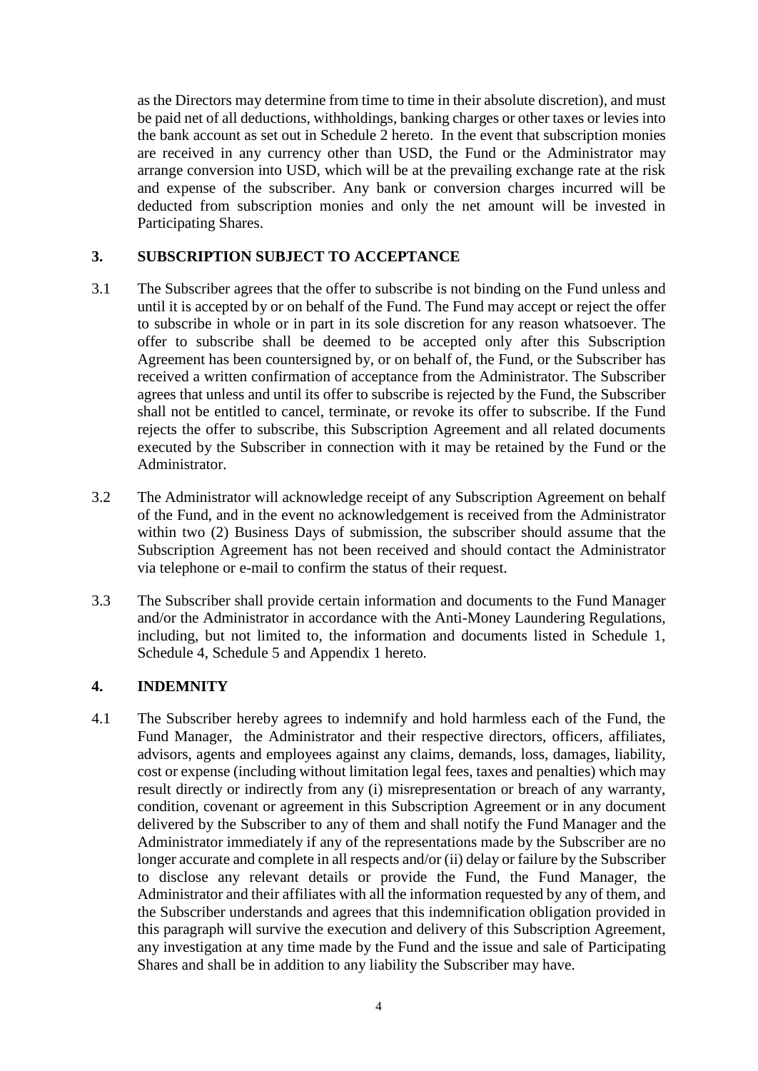as the Directors may determine from time to time in their absolute discretion), and must be paid net of all deductions, withholdings, banking charges or other taxes or levies into the bank account as set out in Schedule 2 hereto. In the event that subscription monies are received in any currency other than USD, the Fund or the Administrator may arrange conversion into USD, which will be at the prevailing exchange rate at the risk and expense of the subscriber. Any bank or conversion charges incurred will be deducted from subscription monies and only the net amount will be invested in Participating Shares.

## 3. SUBSCRIPTION SUBJECT TO ACCEPTANCE

3.1 The Subscriber agrees that the offer to subscribe is not binding on the Fund unless and until it is accepted by or on behalf of the Fund. The Fund may accept or reject the offer to subscribe in whole or in part in its sole discretion for any reason whatsoever. The offer to subscribe shall be deemed to be accepted only after this Subscription Agreement has been countersigned by, or on behalf of, the Fund, or the Subscriber has received a written confirmation of acceptance from the Administrator. The Subscriber agrees that unless and until its offer to subscribe is rejected by the Fund, the Subscriber shall not be entitled to cancel, terminate, or revoke its offer to subscribe. If the Fund rejects the offer to subscribe, this Subscription Agreement and all related documents executed by the Subscriber in connection with it may be retained by the Fund or the Administrator.

3.2 The Administrator will acknowledge receipt of any Subscription Agreement on behalf of the Fund, and in the event no acknowledgement is received from the Administrator within two (2) Business Days of submission, the subscriber should assume that the Subscription Agreement has not been received and should contact the Administrator via telephone or e-mail to confirm the status of their request.

3.3 The Subscriber shall provide certain information and documents to the Fund Manager and/or the Administrator in accordance with the Anti-Money Laundering Regulations, including, but not limited to, the information and documents listed in Schedule 1, Schedule 4, Schedule 5 and Appendix 1 hereto.

## 4. INDEMNITY

4.1 The Subscriber hereby agrees to indemnify and hold harmless each of the Fund, the Fund Manager, the Administrator and their respective directors, officers, affiliates, advisors, agents and employees against any claims, demands, loss, damages, liability, cost or expense (including without limitation legal fees, taxes and penalties) which may result directly or indirectly from any (i) misrepresentation or breach of any warranty, condition, covenant or agreement in this Subscription Agreement or in any document delivered by the Subscriber to any of them and shall notify the Fund Manager and the Administrator immediately if any of the representations made by the Subscriber are no longer accurate and complete in all respects and/or (ii) delay or failure by the Subscriber to disclose any relevant details or provide the Fund, the Fund Manager, the Administrator and their affiliates with all the information requested by any of them, and the Subscriber understands and agrees that this indemnification obligation provided in this paragraph will survive the execution and delivery of this Subscription Agreement, any investigation at any time made by the Fund and the issue and sale of Participating Shares and shall be in addition to any liability the Subscriber may have.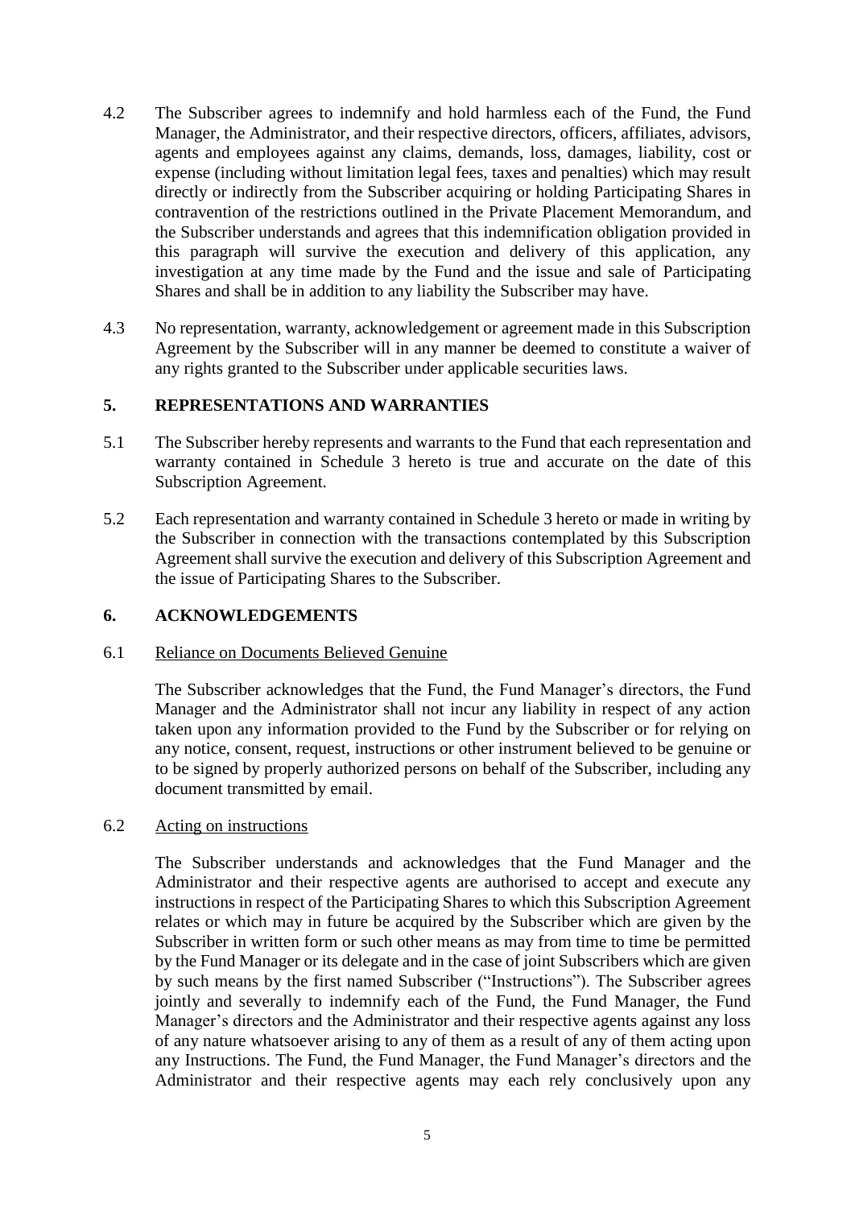4.2 The Subscriber agrees to indemnify and hold harmless each of the Fund, the Fund Manager, the Administrator, and their respective directors, officers, affiliates, advisors, agents and employees against any claims, demands, loss, damages, liability, cost or expense (including without limitation legal fees, taxes and penalties) which may result directly or indirectly from the Subscriber acquiring or holding Participating Shares in contravention of the restrictions outlined in the Private Placement Memorandum, and the Subscriber understands and agrees that this indemnification obligation provided in this paragraph will survive the execution and delivery of this application, any investigation at any time made by the Fund and the issue and sale of Participating Shares and shall be in addition to any liability the Subscriber may have.

4.3 No representation, warranty, acknowledgement or agreement made in this Subscription Agreement by the Subscriber will in any manner be deemed to constitute a waiver of any rights granted to the Subscriber under applicable securities laws.

## 5. REPRESENTATIONS AND WARRANTIES

5.1 The Subscriber hereby represents and warrants to the Fund that each representation and warranty contained in Schedule 3 hereto is true and accurate on the date of this Subscription Agreement.

5.2 Each representation and warranty contained in Schedule 3 hereto or made in writing by the Subscriber in connection with the transactions contemplated by this Subscription Agreement shall survive the execution and delivery of this Subscription Agreement and the issue of Participating Shares to the Subscriber.

## 6. ACKNOWLEDGEMENTS

6.1 Reliance on Documents Believed Genuine

The Subscriber acknowledges that the Fund, the Fund Manager's directors, the Fund Manager and the Administrator shall not incur any liability in respect of any action taken upon any information provided to the Fund by the Subscriber or for relying on any notice, consent, request, instructions or other instrument believed to be genuine or to be signed by properly authorized persons on behalf of the Subscriber, including any document transmitted by email.

6.2 Acting on instructions

The Subscriber understands and acknowledges that the Fund Manager and the Administrator and their respective agents are authorised to accept and execute any instructions in respect of the Participating Shares to which this Subscription Agreement relates or which may in future be acquired by the Subscriber which are given by the Subscriber in written form or such other means as may from time to time be permitted by the Fund Manager or its delegate and in the case of joint Subscribers which are given by such means by the first named Subscriber ("Instructions"). The Subscriber agrees jointly and severally to indemnify each of the Fund, the Fund Manager, the Fund Manager's directors and the Administrator and their respective agents against any loss of any nature whatsoever arising to any of them as a result of any of them acting upon any Instructions. The Fund, the Fund Manager, the Fund Manager's directors and the Administrator and their respective agents may each rely conclusively upon any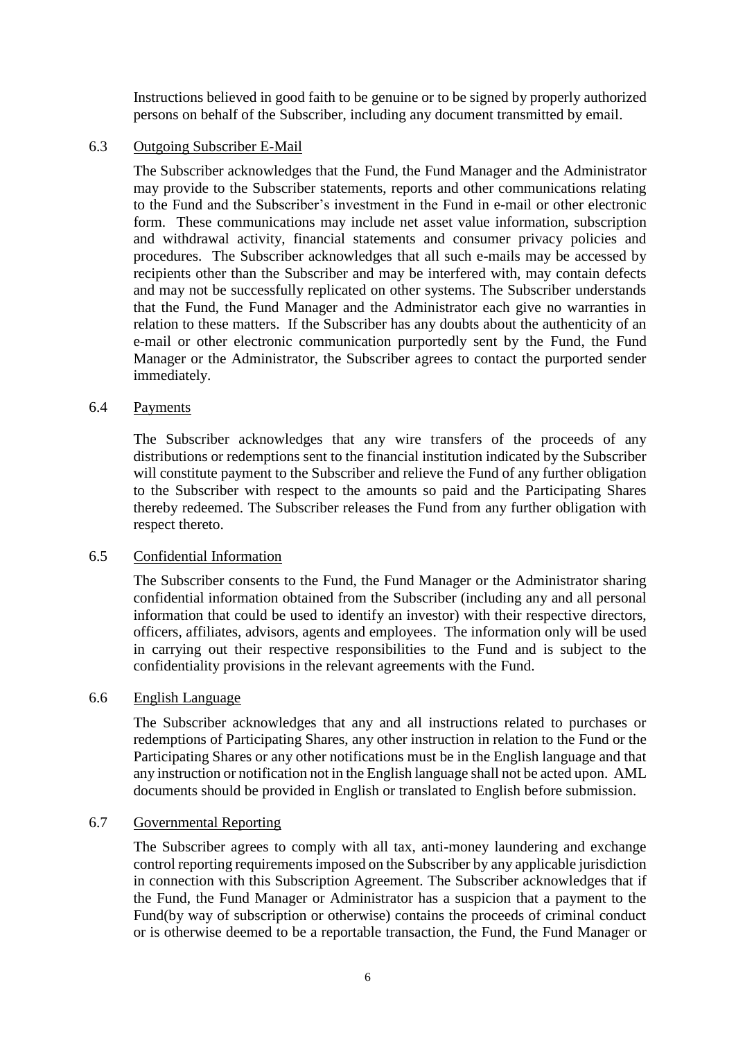Instructions believed in good faith to be genuine or to be signed by properly authorized persons on behalf of the Subscriber, including any document transmitted by email.

6.3 Outgoing Subscriber E-Mail

The Subscriber acknowledges that the Fund, the Fund Manager and the Administrator may provide to the Subscriber statements, reports and other communications relating to the Fund and the Subscriber's investment in the Fund in e-mail or other electronic form. These communications may include net asset value information, subscription and withdrawal activity, financial statements and consumer privacy policies and procedures. The Subscriber acknowledges that all such e-mails may be accessed by recipients other than the Subscriber and may be interfered with, may contain defects and may not be successfully replicated on other systems. The Subscriber understands that the Fund, the Fund Manager and the Administrator each give no warranties in relation to these matters. If the Subscriber has any doubts about the authenticity of an e-mail or other electronic communication purportedly sent by the Fund, the Fund Manager or the Administrator, the Subscriber agrees to contact the purported sender immediately.

6.4 Payments

The Subscriber acknowledges that any wire transfers of the proceeds of any distributions or redemptions sent to the financial institution indicated by the Subscriber will constitute payment to the Subscriber and relieve the Fund of any further obligation to the Subscriber with respect to the amounts so paid and the Participating Shares thereby redeemed. The Subscriber releases the Fund from any further obligation with respect thereto.

6.5 Confidential Information

The Subscriber consents to the Fund, the Fund Manager or the Administrator sharing confidential information obtained from the Subscriber (including any and all personal information that could be used to identify an investor) with their respective directors, officers, affiliates, advisors, agents and employees. The information only will be used in carrying out their respective responsibilities to the Fund and is subject to the confidentiality provisions in the relevant agreements with the Fund.

6.6 English Language

The Subscriber acknowledges that any and all instructions related to purchases or redemptions of Participating Shares, any other instruction in relation to the Fund or the Participating Shares or any other notifications must be in the English language and that any instruction or notification not in the English language shall not be acted upon. AML documents should be provided in English or translated to English before submission.

6.7 Governmental Reporting

The Subscriber agrees to comply with all tax, anti-money laundering and exchange control reporting requirements imposed on the Subscriber by any applicable jurisdiction in connection with this Subscription Agreement. The Subscriber acknowledges that if the Fund, the Fund Manager or Administrator has a suspicion that a payment to the Fund(by way of subscription or otherwise) contains the proceeds of criminal conduct or is otherwise deemed to be a reportable transaction, the Fund, the Fund Manager or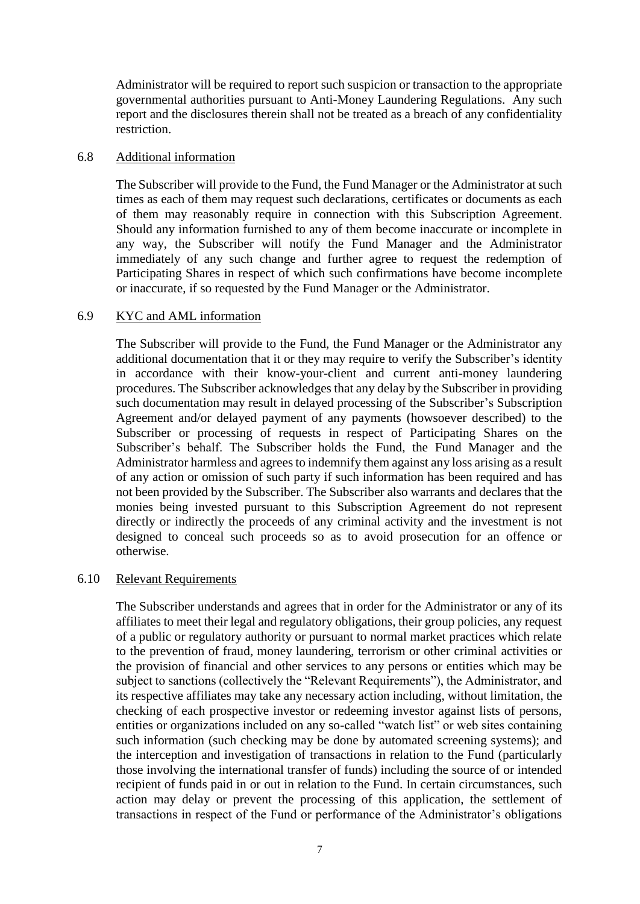Administrator will be required to report such suspicion or transaction to the appropriate governmental authorities pursuant to Anti-Money Laundering Regulations. Any such report and the disclosures therein shall not be treated as a breach of any confidentiality restriction.

6.8 Additional information

The Subscriber will provide to the Fund, the Fund Manager or the Administrator at such times as each of them may request such declarations, certificates or documents as each of them may reasonably require in connection with this Subscription Agreement. Should any information furnished to any of them become inaccurate or incomplete in any way, the Subscriber will notify the Fund Manager and the Administrator immediately of any such change and further agree to request the redemption of Participating Shares in respect of which such confirmations have become incomplete or inaccurate, if so requested by the Fund Manager or the Administrator.

6.9 KYC and AML information

The Subscriber will provide to the Fund, the Fund Manager or the Administrator any additional documentation that it or they may require to verify the Subscriber's identity in accordance with their know-your-client and current anti-money laundering procedures. The Subscriber acknowledges that any delay by the Subscriber in providing such documentation may result in delayed processing of the Subscriber's Subscription Agreement and/or delayed payment of any payments (howsoever described) to the Subscriber or processing of requests in respect of Participating Shares on the Subscriber's behalf. The Subscriber holds the Fund, the Fund Manager and the Administrator harmless and agrees to indemnify them against any loss arising as a result of any action or omission of such party if such information has been required and has not been provided by the Subscriber. The Subscriber also warrants and declares that the monies being invested pursuant to this Subscription Agreement do not represent directly or indirectly the proceeds of any criminal activity and the investment is not designed to conceal such proceeds so as to avoid prosecution for an offence or otherwise.

6.10 Relevant Requirements

The Subscriber understands and agrees that in order for the Administrator or any of its affiliates to meet their legal and regulatory obligations, their group policies, any request of a public or regulatory authority or pursuant to normal market practices which relate to the prevention of fraud, money laundering, terrorism or other criminal activities or the provision of financial and other services to any persons or entities which may be subject to sanctions (collectively the "Relevant Requirements"), the Administrator, and its respective affiliates may take any necessary action including, without limitation, the checking of each prospective investor or redeeming investor against lists of persons, entities or organizations included on any so-called "watch list" or web sites containing such information (such checking may be done by automated screening systems); and the interception and investigation of transactions in relation to the Fund (particularly those involving the international transfer of funds) including the source of or intended recipient of funds paid in or out in relation to the Fund. In certain circumstances, such action may delay or prevent the processing of this application, the settlement of transactions in respect of the Fund or performance of the Administrator's obligations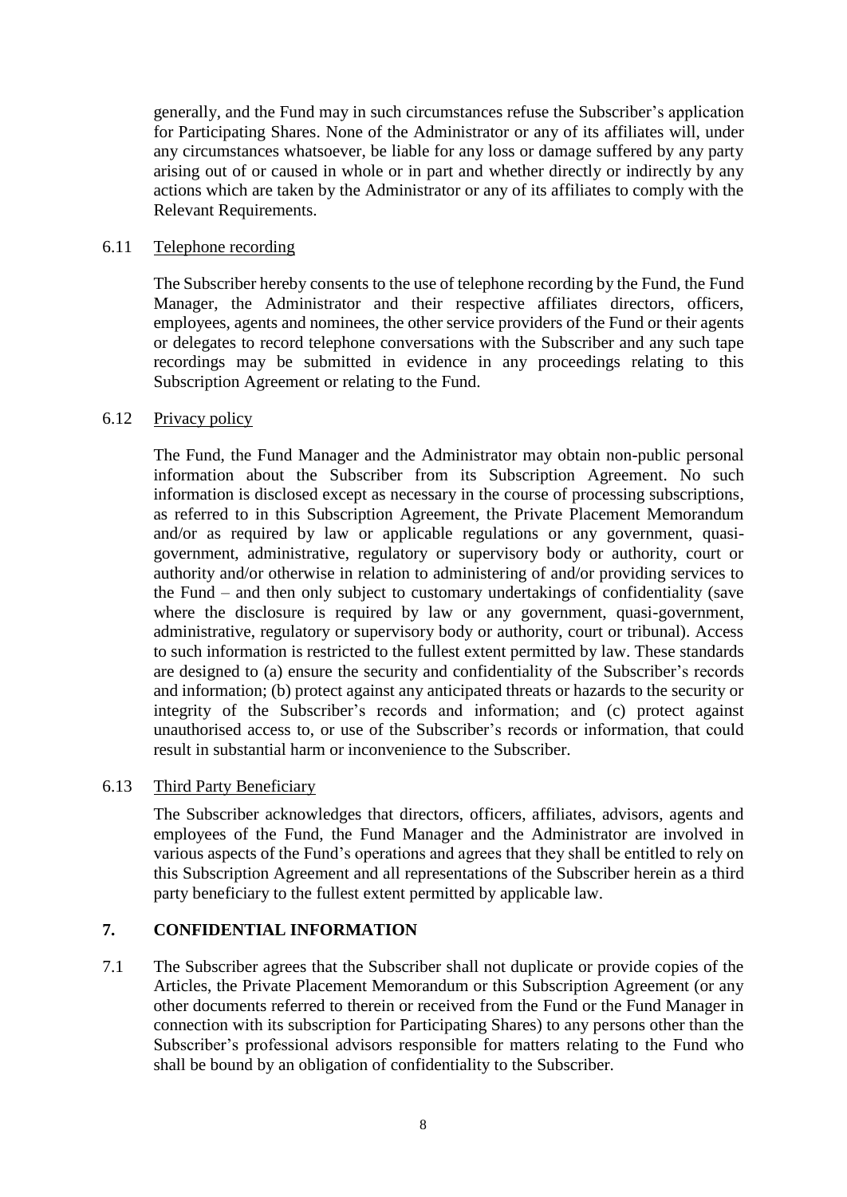generally, and the Fund may in such circumstances refuse the Subscriber's application for Participating Shares. None of the Administrator or any of its affiliates will, under any circumstances whatsoever, be liable for any loss or damage suffered by any party arising out of or caused in whole or in part and whether directly or indirectly by any actions which are taken by the Administrator or any of its affiliates to comply with the Relevant Requirements.

6.11 Telephone recording

The Subscriber hereby consents to the use of telephone recording by the Fund, the Fund Manager, the Administrator and their respective affiliates directors, officers, employees, agents and nominees, the other service providers of the Fund or their agents or delegates to record telephone conversations with the Subscriber and any such tape recordings may be submitted in evidence in any proceedings relating to this Subscription Agreement or relating to the Fund.

6.12 Privacy policy

The Fund, the Fund Manager and the Administrator may obtain non-public personal information about the Subscriber from its Subscription Agreement. No such information is disclosed except as necessary in the course of processing subscriptions, as referred to in this Subscription Agreement, the Private Placement Memorandum and/or as required by law or applicable regulations or any government, quasi-government, administrative, regulatory or supervisory body or authority, court or authority and/or otherwise in relation to administering of and/or providing services to the Fund – and then only subject to customary undertakings of confidentiality (save where the disclosure is required by law or any government, quasi-government, administrative, regulatory or supervisory body or authority, court or tribunal). Access to such information is restricted to the fullest extent permitted by law. These standards are designed to (a) ensure the security and confidentiality of the Subscriber's records and information; (b) protect against any anticipated threats or hazards to the security or integrity of the Subscriber's records and information; and (c) protect against unauthorised access to, or use of the Subscriber's records or information, that could result in substantial harm or inconvenience to the Subscriber.

6.13 Third Party Beneficiary

The Subscriber acknowledges that directors, officers, affiliates, advisors, agents and employees of the Fund, the Fund Manager and the Administrator are involved in various aspects of the Fund's operations and agrees that they shall be entitled to rely on this Subscription Agreement and all representations of the Subscriber herein as a third party beneficiary to the fullest extent permitted by applicable law.

## 7. CONFIDENTIAL INFORMATION

7.1 The Subscriber agrees that the Subscriber shall not duplicate or provide copies of the Articles, the Private Placement Memorandum or this Subscription Agreement (or any other documents referred to therein or received from the Fund or the Fund Manager in connection with its subscription for Participating Shares) to any persons other than the Subscriber's professional advisors responsible for matters relating to the Fund who shall be bound by an obligation of confidentiality to the Subscriber.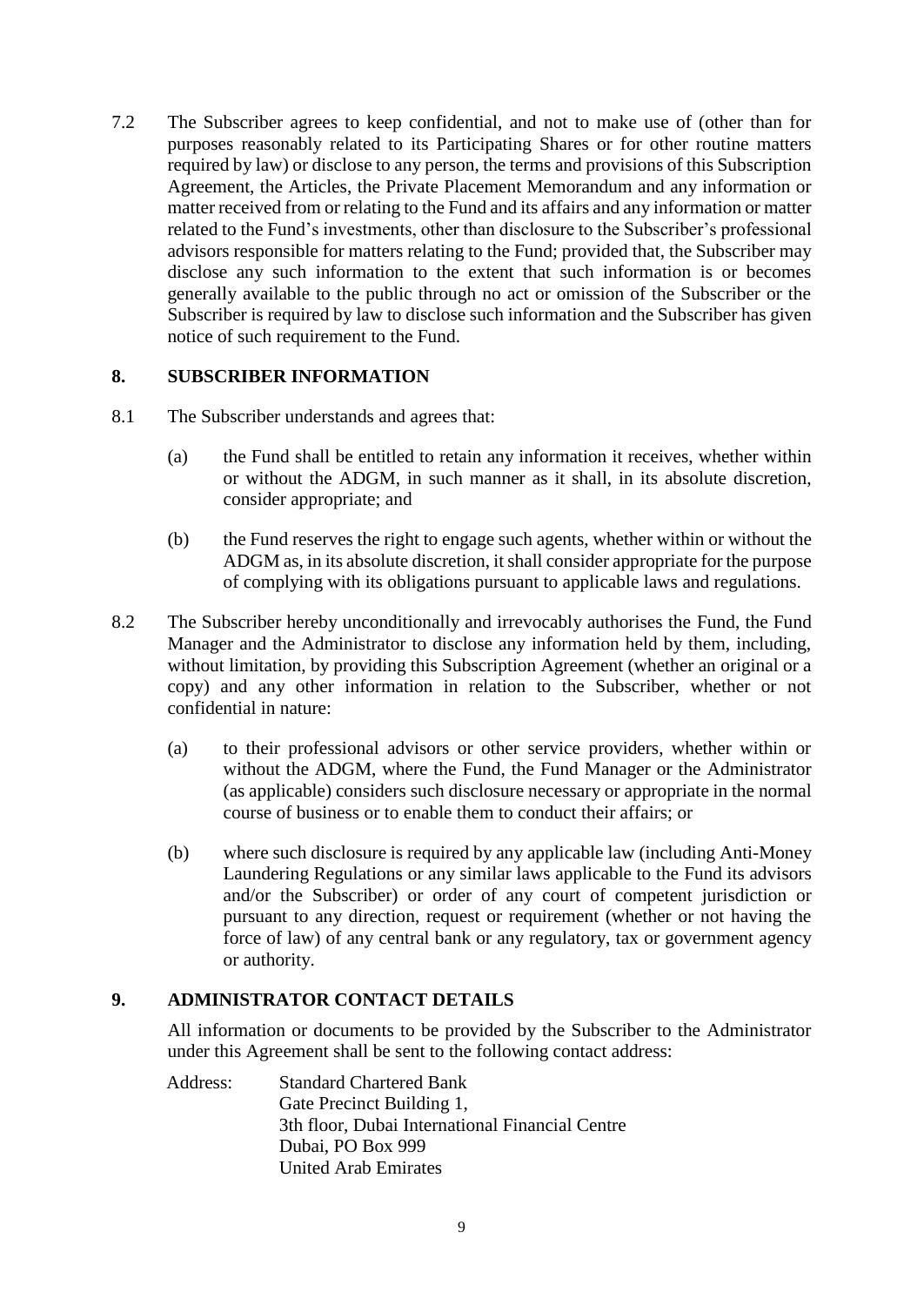7.2 The Subscriber agrees to keep confidential, and not to make use of (other than for purposes reasonably related to its Participating Shares or for other routine matters required by law) or disclose to any person, the terms and provisions of this Subscription Agreement, the Articles, the Private Placement Memorandum and any information or matter received from or relating to the Fund and its affairs and any information or matter related to the Fund's investments, other than disclosure to the Subscriber's professional advisors responsible for matters relating to the Fund; provided that, the Subscriber may disclose any such information to the extent that such information is or becomes generally available to the public through no act or omission of the Subscriber or the Subscriber is required by law to disclose such information and the Subscriber has given notice of such requirement to the Fund.

## 8. SUBSCRIBER INFORMATION

8.1 The Subscriber understands and agrees that:

(a) the Fund shall be entitled to retain any information it receives, whether within or without the ADGM, in such manner as it shall, in its absolute discretion, consider appropriate; and

(b) the Fund reserves the right to engage such agents, whether within or without the ADGM as, in its absolute discretion, it shall consider appropriate for the purpose of complying with its obligations pursuant to applicable laws and regulations.

8.2 The Subscriber hereby unconditionally and irrevocably authorises the Fund, the Fund Manager and the Administrator to disclose any information held by them, including, without limitation, by providing this Subscription Agreement (whether an original or a copy) and any other information in relation to the Subscriber, whether or not confidential in nature:

(a) to their professional advisors or other service providers, whether within or without the ADGM, where the Fund, the Fund Manager or the Administrator (as applicable) considers such disclosure necessary or appropriate in the normal course of business or to enable them to conduct their affairs; or

(b) where such disclosure is required by any applicable law (including Anti-Money Laundering Regulations or any similar laws applicable to the Fund its advisors and/or the Subscriber) or order of any court of competent jurisdiction or pursuant to any direction, request or requirement (whether or not having the force of law) of any central bank or any regulatory, tax or government agency or authority.

## 9. ADMINISTRATOR CONTACT DETAILS

All information or documents to be provided by the Subscriber to the Administrator under this Agreement shall be sent to the following contact address:

Address: Standard Chartered Bank
Gate Precinct Building 1,
3th floor, Dubai International Financial Centre
Dubai, PO Box 999
United Arab Emirates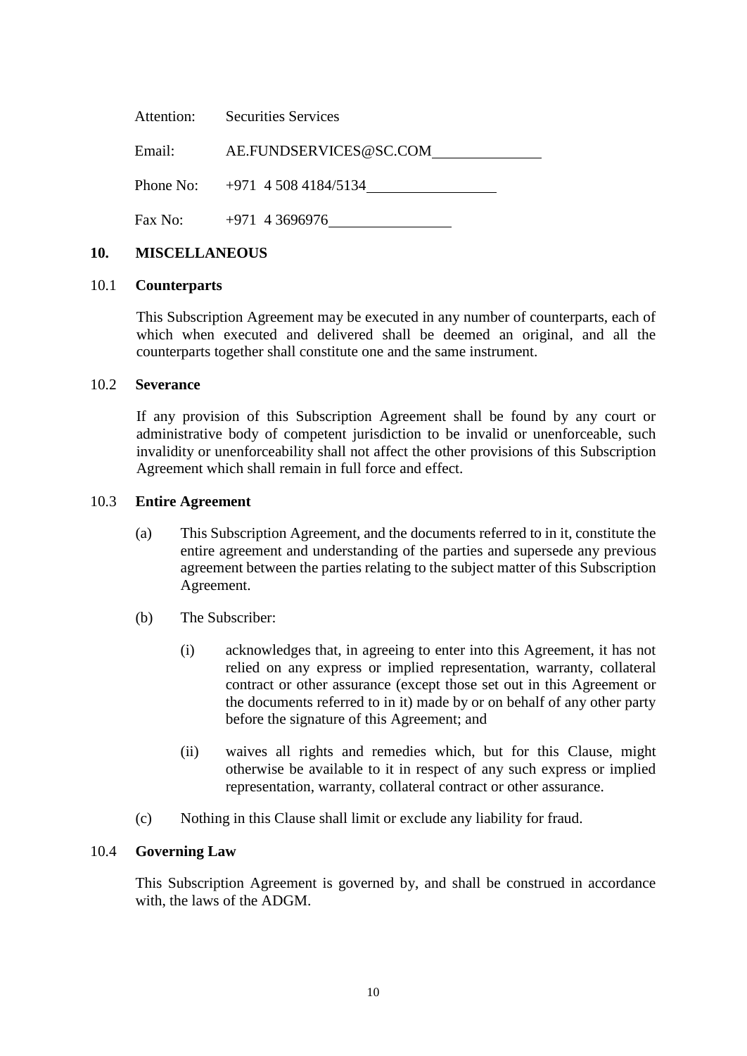Attention: Securities Services

Email: AE.FUNDSERVICES@SC.COM

Phone No: +971 4 508 4184/5134

Fax No: +971 4 3696976

## 10. MISCELLANEOUS

### 10.1 Counterparts

This Subscription Agreement may be executed in any number of counterparts, each of which when executed and delivered shall be deemed an original, and all the counterparts together shall constitute one and the same instrument.

### 10.2 Severance

If any provision of this Subscription Agreement shall be found by any court or administrative body of competent jurisdiction to be invalid or unenforceable, such invalidity or unenforceability shall not affect the other provisions of this Subscription Agreement which shall remain in full force and effect.

### 10.3 Entire Agreement

(a) This Subscription Agreement, and the documents referred to in it, constitute the entire agreement and understanding of the parties and supersede any previous agreement between the parties relating to the subject matter of this Subscription Agreement.

(b) The Subscriber:

(i) acknowledges that, in agreeing to enter into this Agreement, it has not relied on any express or implied representation, warranty, collateral contract or other assurance (except those set out in this Agreement or the documents referred to in it) made by or on behalf of any other party before the signature of this Agreement; and

(ii) waives all rights and remedies which, but for this Clause, might otherwise be available to it in respect of any such express or implied representation, warranty, collateral contract or other assurance.

(c) Nothing in this Clause shall limit or exclude any liability for fraud.

### 10.4 Governing Law

This Subscription Agreement is governed by, and shall be construed in accordance with, the laws of the ADGM.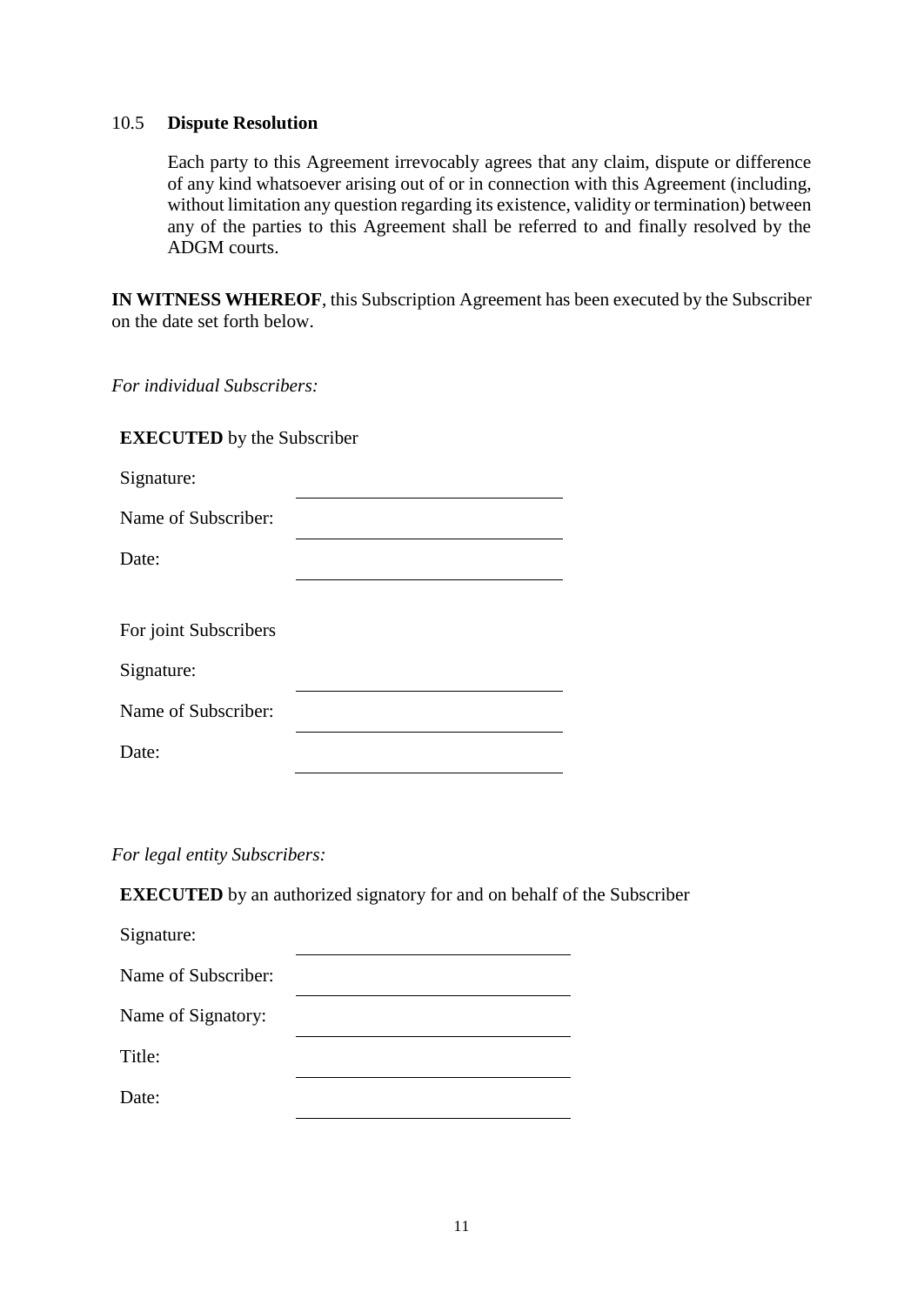10.5 **Dispute Resolution**

Each party to this Agreement irrevocably agrees that any claim, dispute or difference of any kind whatsoever arising out of or in connection with this Agreement (including, without limitation any question regarding its existence, validity or termination) between any of the parties to this Agreement shall be referred to and finally resolved by the ADGM courts.

**IN WITNESS WHEREOF**, this Subscription Agreement has been executed by the Subscriber on the date set forth below.

*For individual Subscribers:*

**EXECUTED** by the Subscriber

Signature: ______________________________

Name of Subscriber: ______________________________

Date: ______________________________

For joint Subscribers

Signature: ______________________________

Name of Subscriber: ______________________________

Date: ______________________________

*For legal entity Subscribers:*

**EXECUTED** by an authorized signatory for and on behalf of the Subscriber

Signature: ______________________________

Name of Subscriber: ______________________________

Name of Signatory: ______________________________

Title: ______________________________

Date: ______________________________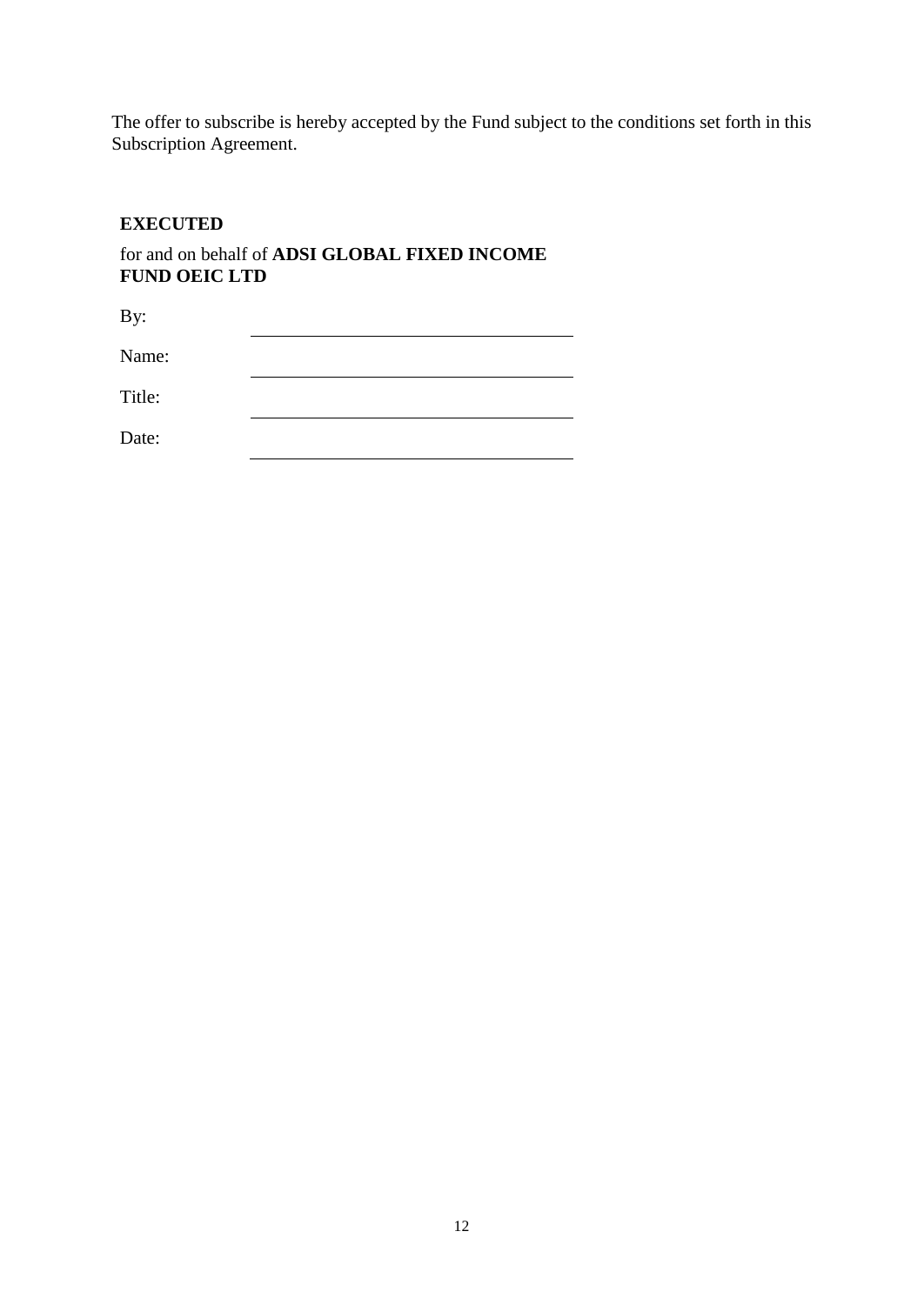The offer to subscribe is hereby accepted by the Fund subject to the conditions set forth in this Subscription Agreement.

**EXECUTED**

for and on behalf of **ADSI GLOBAL FIXED INCOME FUND OEIC LTD**

By: ______________________________

Name: ______________________________

Title: ______________________________

Date: ______________________________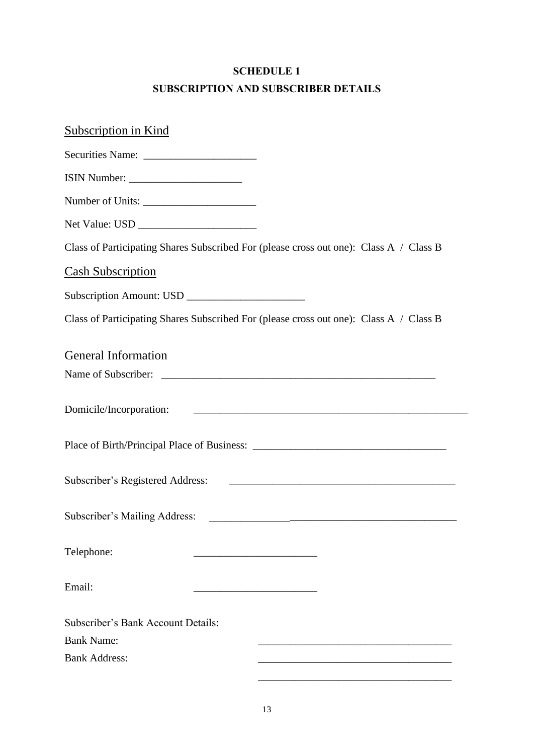**SCHEDULE 1**

**SUBSCRIPTION AND SUBSCRIBER DETAILS**

## Subscription in Kind

Securities Name: _____________________

ISIN Number: _____________________

Number of Units: _____________________

Net Value: USD ______________________

Class of Participating Shares Subscribed For (please cross out one): Class A / Class B

## Cash Subscription

Subscription Amount: USD ______________________

Class of Participating Shares Subscribed For (please cross out one): Class A / Class B

## General Information

Name of Subscriber: _____________________________________________________

Domicile/Incorporation: _____________________________________________________

Place of Birth/Principal Place of Business: ____________________________________

Subscriber's Registered Address: __________________________________________

Subscriber's Mailing Address: ______________________________________________

Telephone: _______________________

Email: _______________________

Subscriber's Bank Account Details:

Bank Name: ____________________________________

Bank Address: ____________________________________

____________________________________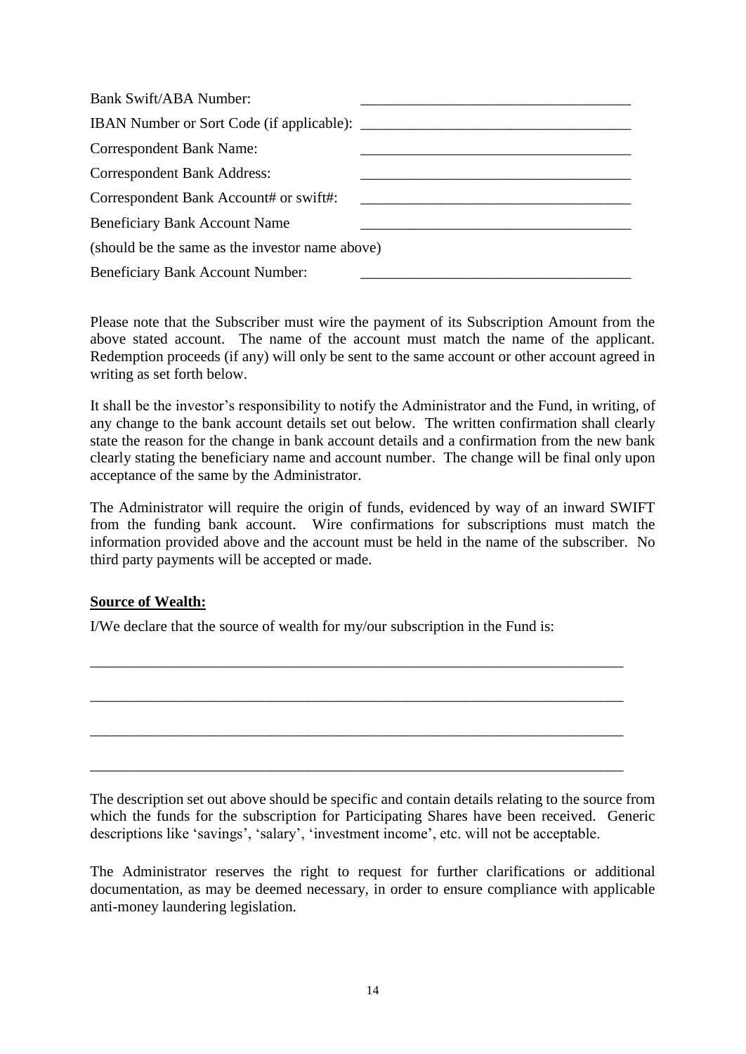Bank Swift/ABA Number: ____________________________________

IBAN Number or Sort Code (if applicable): ____________________________________

Correspondent Bank Name: ____________________________________

Correspondent Bank Address: ____________________________________

Correspondent Bank Account# or swift#: ____________________________________

Beneficiary Bank Account Name ____________________________________

(should be the same as the investor name above)

Beneficiary Bank Account Number: ____________________________________

Please note that the Subscriber must wire the payment of its Subscription Amount from the above stated account. The name of the account must match the name of the applicant. Redemption proceeds (if any) will only be sent to the same account or other account agreed in writing as set forth below.

It shall be the investor's responsibility to notify the Administrator and the Fund, in writing, of any change to the bank account details set out below. The written confirmation shall clearly state the reason for the change in bank account details and a confirmation from the new bank clearly stating the beneficiary name and account number. The change will be final only upon acceptance of the same by the Administrator.

The Administrator will require the origin of funds, evidenced by way of an inward SWIFT from the funding bank account. Wire confirmations for subscriptions must match the information provided above and the account must be held in the name of the subscriber. No third party payments will be accepted or made.

**Source of Wealth:**

I/We declare that the source of wealth for my/our subscription in the Fund is:

_________________________________________________________________________

_________________________________________________________________________

_________________________________________________________________________

_________________________________________________________________________

The description set out above should be specific and contain details relating to the source from which the funds for the subscription for Participating Shares have been received. Generic descriptions like 'savings', 'salary', 'investment income', etc. will not be acceptable.

The Administrator reserves the right to request for further clarifications or additional documentation, as may be deemed necessary, in order to ensure compliance with applicable anti-money laundering legislation.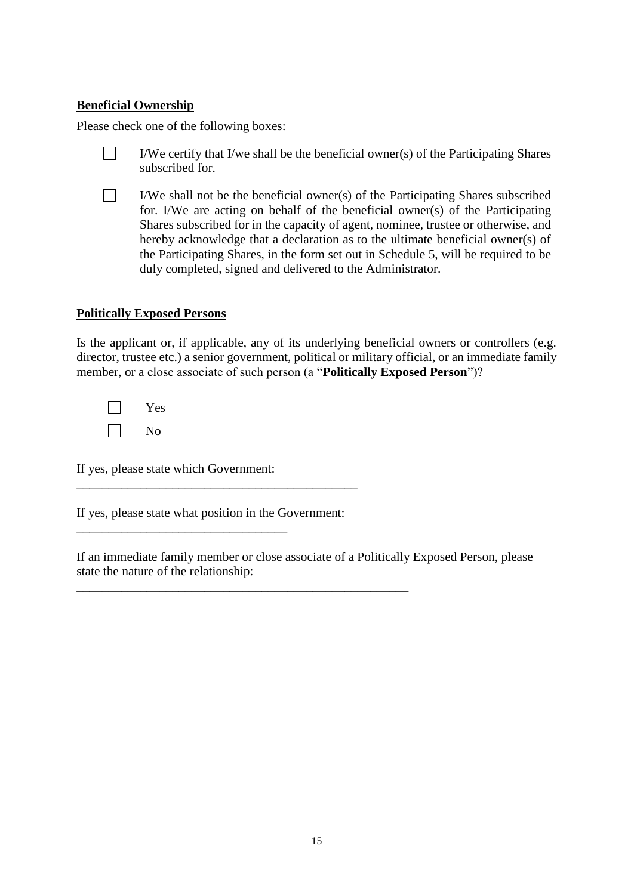**Beneficial Ownership**

Please check one of the following boxes:

- ☐ I/We certify that I/we shall be the beneficial owner(s) of the Participating Shares subscribed for.
- ☐ I/We shall not be the beneficial owner(s) of the Participating Shares subscribed for. I/We are acting on behalf of the beneficial owner(s) of the Participating Shares subscribed for in the capacity of agent, nominee, trustee or otherwise, and hereby acknowledge that a declaration as to the ultimate beneficial owner(s) of the Participating Shares, in the form set out in Schedule 5, will be required to be duly completed, signed and delivered to the Administrator.

**Politically Exposed Persons**

Is the applicant or, if applicable, any of its underlying beneficial owners or controllers (e.g. director, trustee etc.) a senior government, political or military official, or an immediate family member, or a close associate of such person (a "**Politically Exposed Person**")?

- ☐ Yes
- ☐ No

If yes, please state which Government:

_____________________________________________

If yes, please state what position in the Government:

_________________________________

If an immediate family member or close associate of a Politically Exposed Person, please state the nature of the relationship:

_____________________________________________________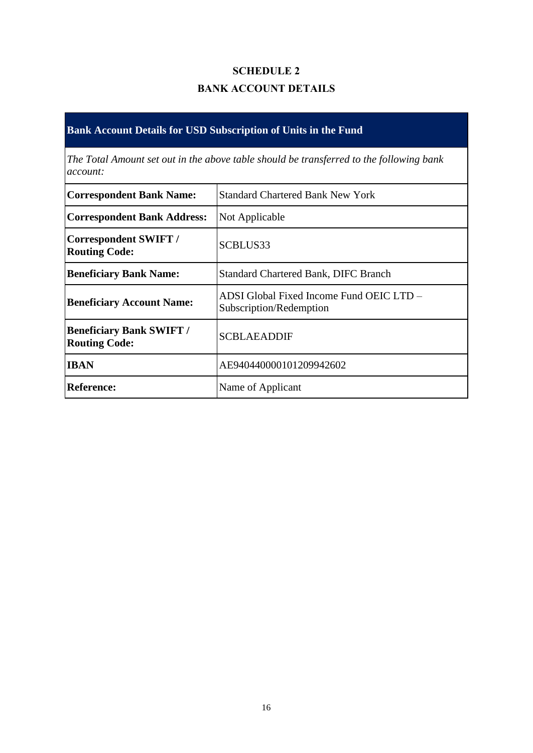# SCHEDULE 2

## BANK ACCOUNT DETAILS

| **Bank Account Details for USD Subscription of Units in the Fund** | |
|---|---|
| *The Total Amount set out in the above table should be transferred to the following bank account:* | |
| **Correspondent Bank Name:** | Standard Chartered Bank New York |
| **Correspondent Bank Address:** | Not Applicable |
| **Correspondent SWIFT / Routing Code:** | SCBLUS33 |
| **Beneficiary Bank Name:** | Standard Chartered Bank, DIFC Branch |
| **Beneficiary Account Name:** | ADSI Global Fixed Income Fund OEIC LTD – Subscription/Redemption |
| **Beneficiary Bank SWIFT / Routing Code:** | SCBLAEADDIF |
| **IBAN** | AE940440000101209942602 |
| **Reference:** | Name of Applicant |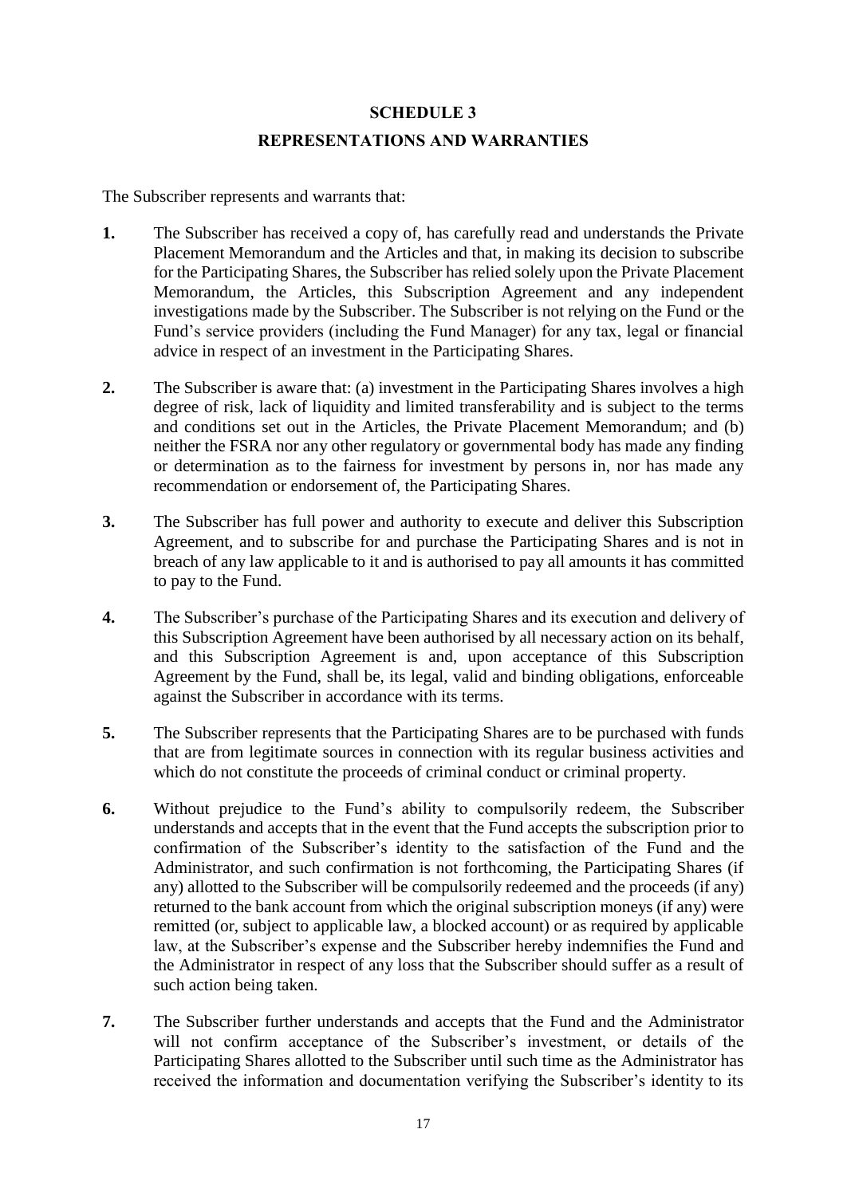## SCHEDULE 3

## REPRESENTATIONS AND WARRANTIES

The Subscriber represents and warrants that:

**1.** The Subscriber has received a copy of, has carefully read and understands the Private Placement Memorandum and the Articles and that, in making its decision to subscribe for the Participating Shares, the Subscriber has relied solely upon the Private Placement Memorandum, the Articles, this Subscription Agreement and any independent investigations made by the Subscriber. The Subscriber is not relying on the Fund or the Fund's service providers (including the Fund Manager) for any tax, legal or financial advice in respect of an investment in the Participating Shares.

**2.** The Subscriber is aware that: (a) investment in the Participating Shares involves a high degree of risk, lack of liquidity and limited transferability and is subject to the terms and conditions set out in the Articles, the Private Placement Memorandum; and (b) neither the FSRA nor any other regulatory or governmental body has made any finding or determination as to the fairness for investment by persons in, nor has made any recommendation or endorsement of, the Participating Shares.

**3.** The Subscriber has full power and authority to execute and deliver this Subscription Agreement, and to subscribe for and purchase the Participating Shares and is not in breach of any law applicable to it and is authorised to pay all amounts it has committed to pay to the Fund.

**4.** The Subscriber's purchase of the Participating Shares and its execution and delivery of this Subscription Agreement have been authorised by all necessary action on its behalf, and this Subscription Agreement is and, upon acceptance of this Subscription Agreement by the Fund, shall be, its legal, valid and binding obligations, enforceable against the Subscriber in accordance with its terms.

**5.** The Subscriber represents that the Participating Shares are to be purchased with funds that are from legitimate sources in connection with its regular business activities and which do not constitute the proceeds of criminal conduct or criminal property.

**6.** Without prejudice to the Fund's ability to compulsorily redeem, the Subscriber understands and accepts that in the event that the Fund accepts the subscription prior to confirmation of the Subscriber's identity to the satisfaction of the Fund and the Administrator, and such confirmation is not forthcoming, the Participating Shares (if any) allotted to the Subscriber will be compulsorily redeemed and the proceeds (if any) returned to the bank account from which the original subscription moneys (if any) were remitted (or, subject to applicable law, a blocked account) or as required by applicable law, at the Subscriber's expense and the Subscriber hereby indemnifies the Fund and the Administrator in respect of any loss that the Subscriber should suffer as a result of such action being taken.

**7.** The Subscriber further understands and accepts that the Fund and the Administrator will not confirm acceptance of the Subscriber's investment, or details of the Participating Shares allotted to the Subscriber until such time as the Administrator has received the information and documentation verifying the Subscriber's identity to its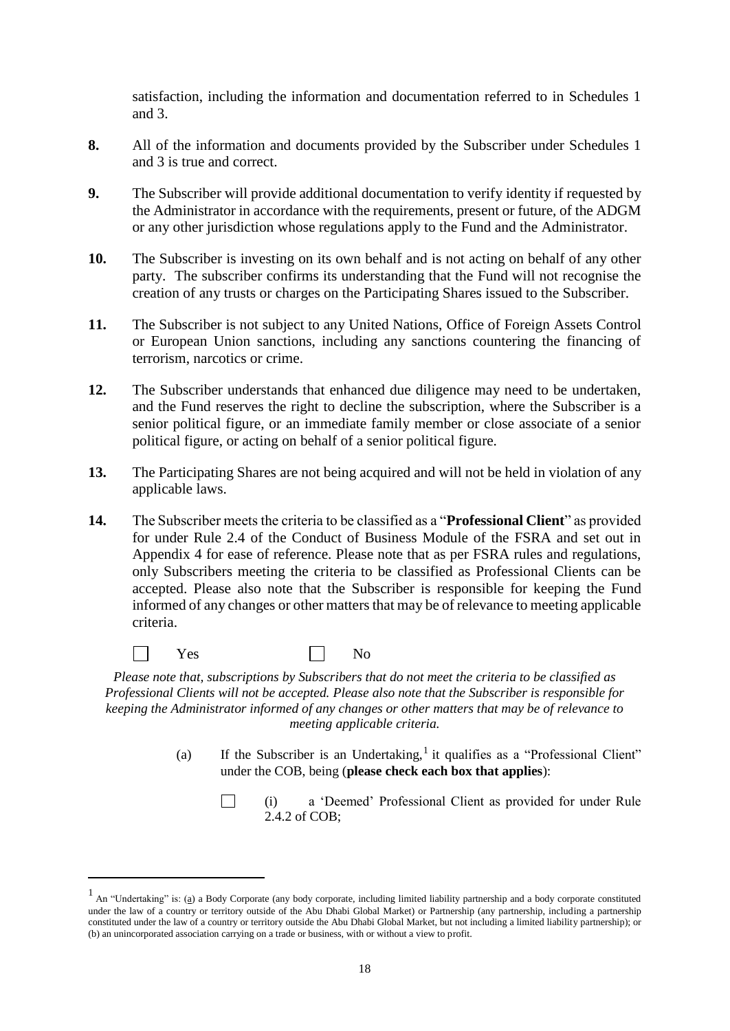satisfaction, including the information and documentation referred to in Schedules 1 and 3.

**8.** All of the information and documents provided by the Subscriber under Schedules 1 and 3 is true and correct.

**9.** The Subscriber will provide additional documentation to verify identity if requested by the Administrator in accordance with the requirements, present or future, of the ADGM or any other jurisdiction whose regulations apply to the Fund and the Administrator.

**10.** The Subscriber is investing on its own behalf and is not acting on behalf of any other party. The subscriber confirms its understanding that the Fund will not recognise the creation of any trusts or charges on the Participating Shares issued to the Subscriber.

**11.** The Subscriber is not subject to any United Nations, Office of Foreign Assets Control or European Union sanctions, including any sanctions countering the financing of terrorism, narcotics or crime.

**12.** The Subscriber understands that enhanced due diligence may need to be undertaken, and the Fund reserves the right to decline the subscription, where the Subscriber is a senior political figure, or an immediate family member or close associate of a senior political figure, or acting on behalf of a senior political figure.

**13.** The Participating Shares are not being acquired and will not be held in violation of any applicable laws.

**14.** The Subscriber meets the criteria to be classified as a "**Professional Client**" as provided for under Rule 2.4 of the Conduct of Business Module of the FSRA and set out in Appendix 4 for ease of reference. Please note that as per FSRA rules and regulations, only Subscribers meeting the criteria to be classified as Professional Clients can be accepted. Please also note that the Subscriber is responsible for keeping the Fund informed of any changes or other matters that may be of relevance to meeting applicable criteria.

☐ Yes ☐ No

*Please note that, subscriptions by Subscribers that do not meet the criteria to be classified as Professional Clients will not be accepted. Please also note that the Subscriber is responsible for keeping the Administrator informed of any changes or other matters that may be of relevance to meeting applicable criteria.*

(a) If the Subscriber is an Undertaking,[1] it qualifies as a "Professional Client" under the COB, being (**please check each box that applies**):

☐ (i) a 'Deemed' Professional Client as provided for under Rule 2.4.2 of COB;

---

[1] An "Undertaking" is: (a) a Body Corporate (any body corporate, including limited liability partnership and a body corporate constituted under the law of a country or territory outside of the Abu Dhabi Global Market) or Partnership (any partnership, including a partnership constituted under the law of a country or territory outside the Abu Dhabi Global Market, but not including a limited liability partnership); or (b) an unincorporated association carrying on a trade or business, with or without a view to profit.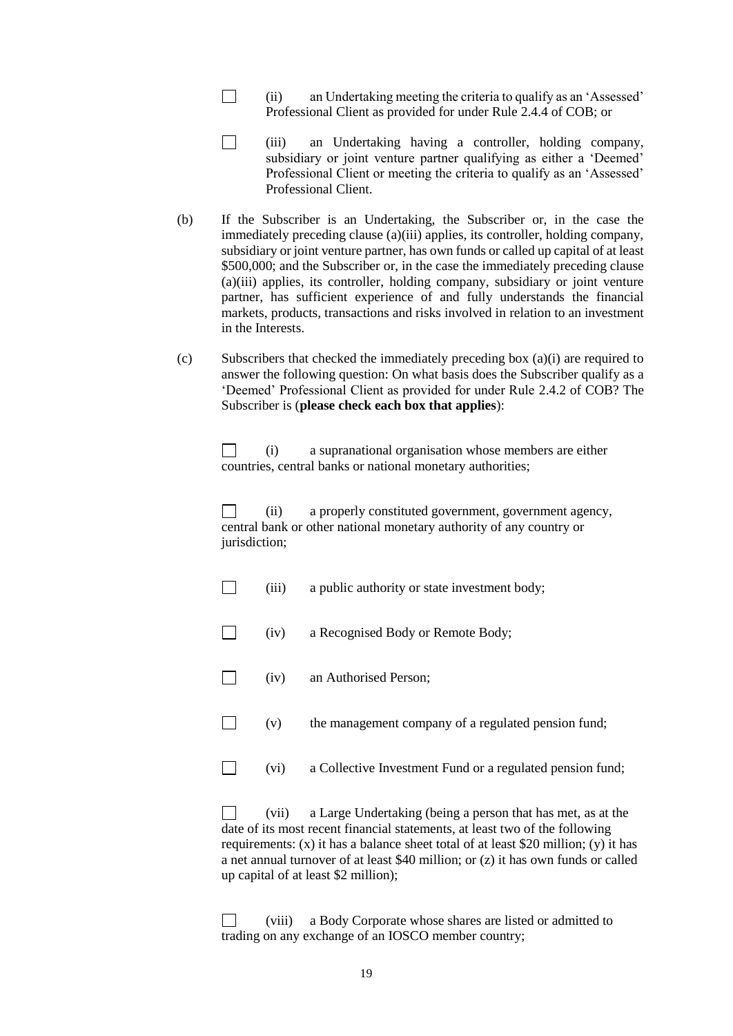☐ (ii) an Undertaking meeting the criteria to qualify as an 'Assessed' Professional Client as provided for under Rule 2.4.4 of COB; or

☐ (iii) an Undertaking having a controller, holding company, subsidiary or joint venture partner qualifying as either a 'Deemed' Professional Client or meeting the criteria to qualify as an 'Assessed' Professional Client.

(b) If the Subscriber is an Undertaking, the Subscriber or, in the case the immediately preceding clause (a)(iii) applies, its controller, holding company, subsidiary or joint venture partner, has own funds or called up capital of at least $500,000; and the Subscriber or, in the case the immediately preceding clause (a)(iii) applies, its controller, holding company, subsidiary or joint venture partner, has sufficient experience of and fully understands the financial markets, products, transactions and risks involved in relation to an investment in the Interests.

(c) Subscribers that checked the immediately preceding box (a)(i) are required to answer the following question: On what basis does the Subscriber qualify as a 'Deemed' Professional Client as provided for under Rule 2.4.2 of COB? The Subscriber is (**please check each box that applies**):

☐ (i) a supranational organisation whose members are either countries, central banks or national monetary authorities;

☐ (ii) a properly constituted government, government agency, central bank or other national monetary authority of any country or jurisdiction;

☐ (iii) a public authority or state investment body;

☐ (iv) a Recognised Body or Remote Body;

☐ (iv) an Authorised Person;

☐ (v) the management company of a regulated pension fund;

☐ (vi) a Collective Investment Fund or a regulated pension fund;

☐ (vii) a Large Undertaking (being a person that has met, as at the date of its most recent financial statements, at least two of the following requirements: (x) it has a balance sheet total of at least $20 million; (y) it has a net annual turnover of at least $40 million; or (z) it has own funds or called up capital of at least $2 million);

☐ (viii) a Body Corporate whose shares are listed or admitted to trading on any exchange of an IOSCO member country;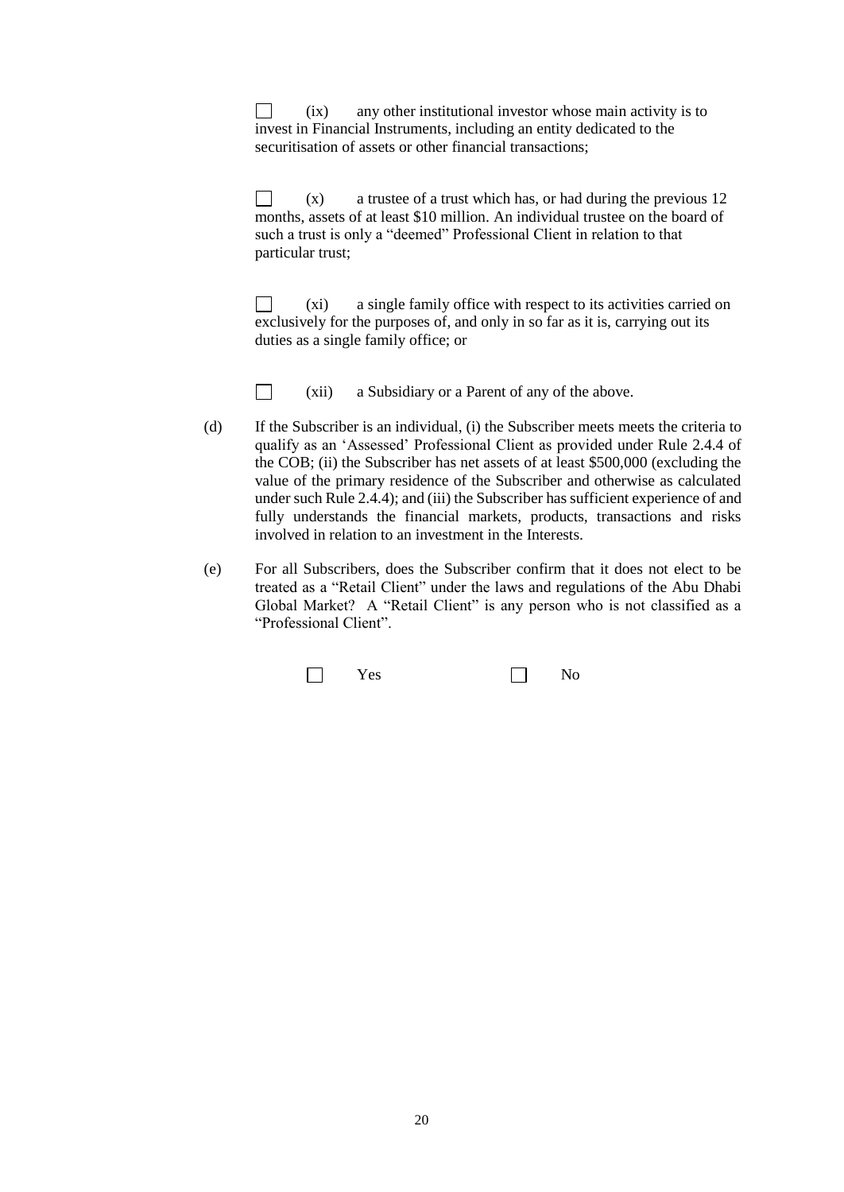☐ (ix) any other institutional investor whose main activity is to invest in Financial Instruments, including an entity dedicated to the securitisation of assets or other financial transactions;

☐ (x) a trustee of a trust which has, or had during the previous 12 months, assets of at least $10 million. An individual trustee on the board of such a trust is only a "deemed" Professional Client in relation to that particular trust;

☐ (xi) a single family office with respect to its activities carried on exclusively for the purposes of, and only in so far as it is, carrying out its duties as a single family office; or

☐ (xii) a Subsidiary or a Parent of any of the above.

(d) If the Subscriber is an individual, (i) the Subscriber meets meets the criteria to qualify as an 'Assessed' Professional Client as provided under Rule 2.4.4 of the COB; (ii) the Subscriber has net assets of at least $500,000 (excluding the value of the primary residence of the Subscriber and otherwise as calculated under such Rule 2.4.4); and (iii) the Subscriber has sufficient experience of and fully understands the financial markets, products, transactions and risks involved in relation to an investment in the Interests.

(e) For all Subscribers, does the Subscriber confirm that it does not elect to be treated as a "Retail Client" under the laws and regulations of the Abu Dhabi Global Market? A "Retail Client" is any person who is not classified as a "Professional Client".

☐ Yes ☐ No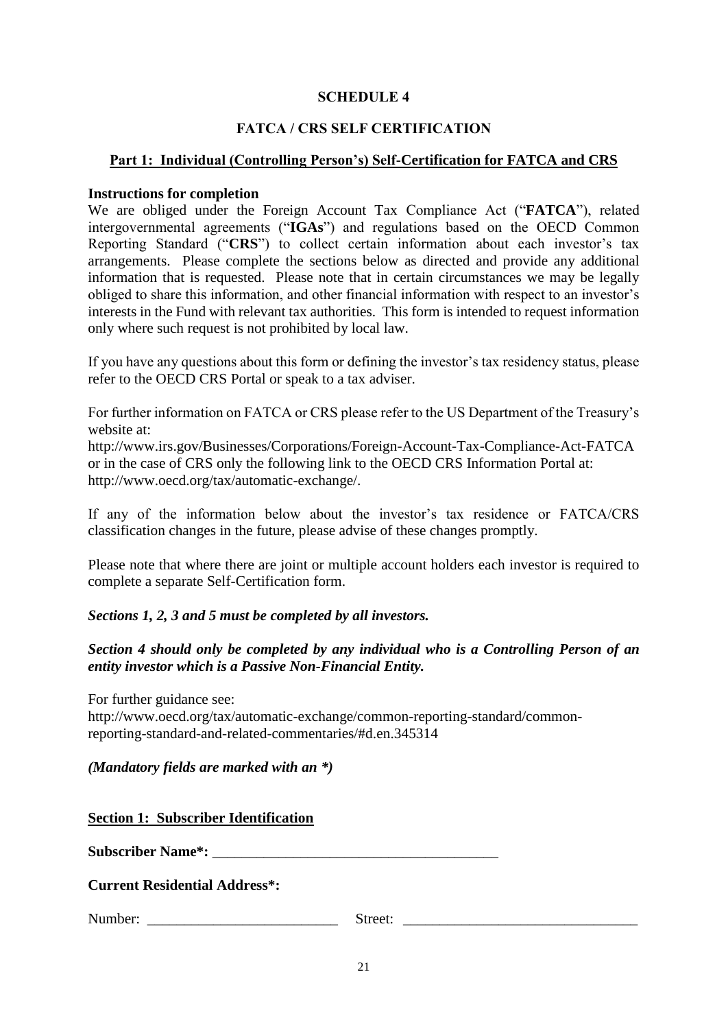# SCHEDULE 4

## FATCA / CRS SELF CERTIFICATION

### Part 1: Individual (Controlling Person's) Self-Certification for FATCA and CRS

**Instructions for completion**

We are obliged under the Foreign Account Tax Compliance Act ("**FATCA**"), related intergovernmental agreements ("**IGAs**") and regulations based on the OECD Common Reporting Standard ("**CRS**") to collect certain information about each investor's tax arrangements. Please complete the sections below as directed and provide any additional information that is requested. Please note that in certain circumstances we may be legally obliged to share this information, and other financial information with respect to an investor's interests in the Fund with relevant tax authorities. This form is intended to request information only where such request is not prohibited by local law.

If you have any questions about this form or defining the investor's tax residency status, please refer to the OECD CRS Portal or speak to a tax adviser.

For further information on FATCA or CRS please refer to the US Department of the Treasury's website at:
http://www.irs.gov/Businesses/Corporations/Foreign-Account-Tax-Compliance-Act-FATCA or in the case of CRS only the following link to the OECD CRS Information Portal at: http://www.oecd.org/tax/automatic-exchange/.

If any of the information below about the investor's tax residence or FATCA/CRS classification changes in the future, please advise of these changes promptly.

Please note that where there are joint or multiple account holders each investor is required to complete a separate Self-Certification form.

***Sections 1, 2, 3 and 5 must be completed by all investors.***

***Section 4 should only be completed by any individual who is a Controlling Person of an entity investor which is a Passive Non-Financial Entity.***

For further guidance see:
http://www.oecd.org/tax/automatic-exchange/common-reporting-standard/common-reporting-standard-and-related-commentaries/#d.en.345314

***(Mandatory fields are marked with an *)***

**Section 1: Subscriber Identification**

**Subscriber Name*:** _______________________________________

**Current Residential Address*:**

Number: __________________________ Street: ________________________________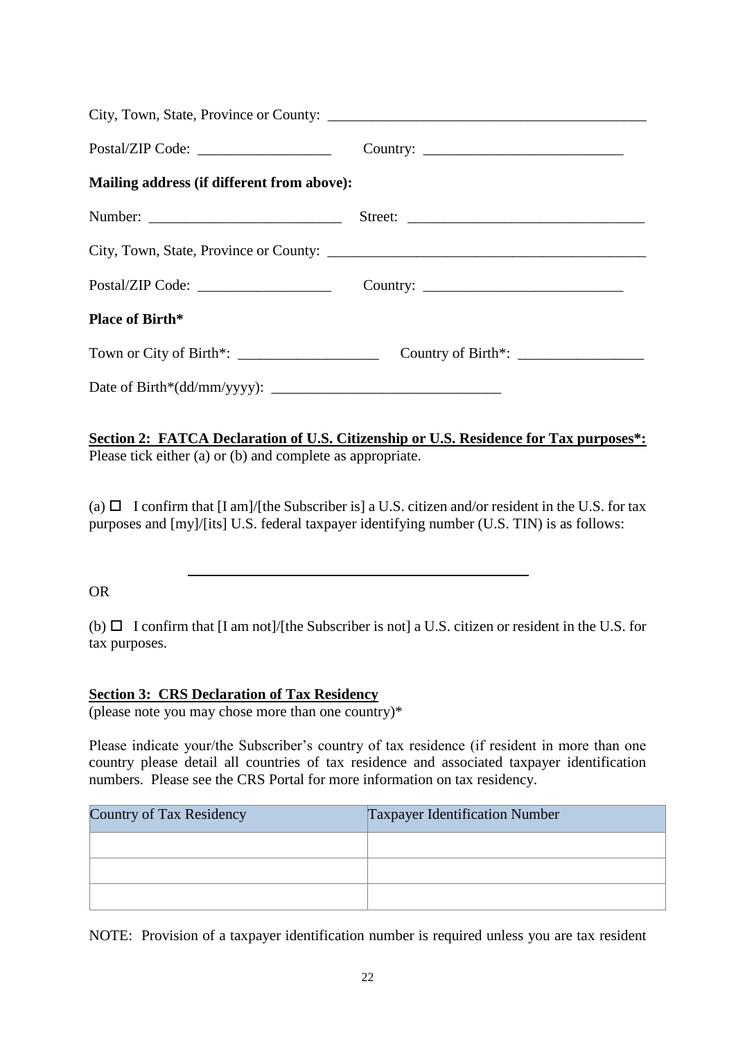City, Town, State, Province or County: ___________________________________________

Postal/ZIP Code: __________________ Country: ___________________________

**Mailing address (if different from above):**

Number: __________________________ Street: _______________________________

City, Town, State, Province or County: ___________________________________________

Postal/ZIP Code: __________________ Country: ___________________________

**Place of Birth***

Town or City of Birth*: ___________________ Country of Birth*: _________________

Date of Birth*(dd/mm/yyyy): _______________________________

**Section 2: FATCA Declaration of U.S. Citizenship or U.S. Residence for Tax purposes*:**

Please tick either (a) or (b) and complete as appropriate.

(a) ☐ I confirm that [I am]/[the Subscriber is] a U.S. citizen and/or resident in the U.S. for tax purposes and [my]/[its] U.S. federal taxpayer identifying number (U.S. TIN) is as follows:

_______________________________________________

OR

(b) ☐ I confirm that [I am not]/[the Subscriber is not] a U.S. citizen or resident in the U.S. for tax purposes.

**Section 3: CRS Declaration of Tax Residency**

(please note you may chose more than one country)*

Please indicate your/the Subscriber's country of tax residence (if resident in more than one country please detail all countries of tax residence and associated taxpayer identification numbers. Please see the CRS Portal for more information on tax residency.

| Country of Tax Residency | Taxpayer Identification Number |
|---|---|
| | |
| | |
| | |

NOTE: Provision of a taxpayer identification number is required unless you are tax resident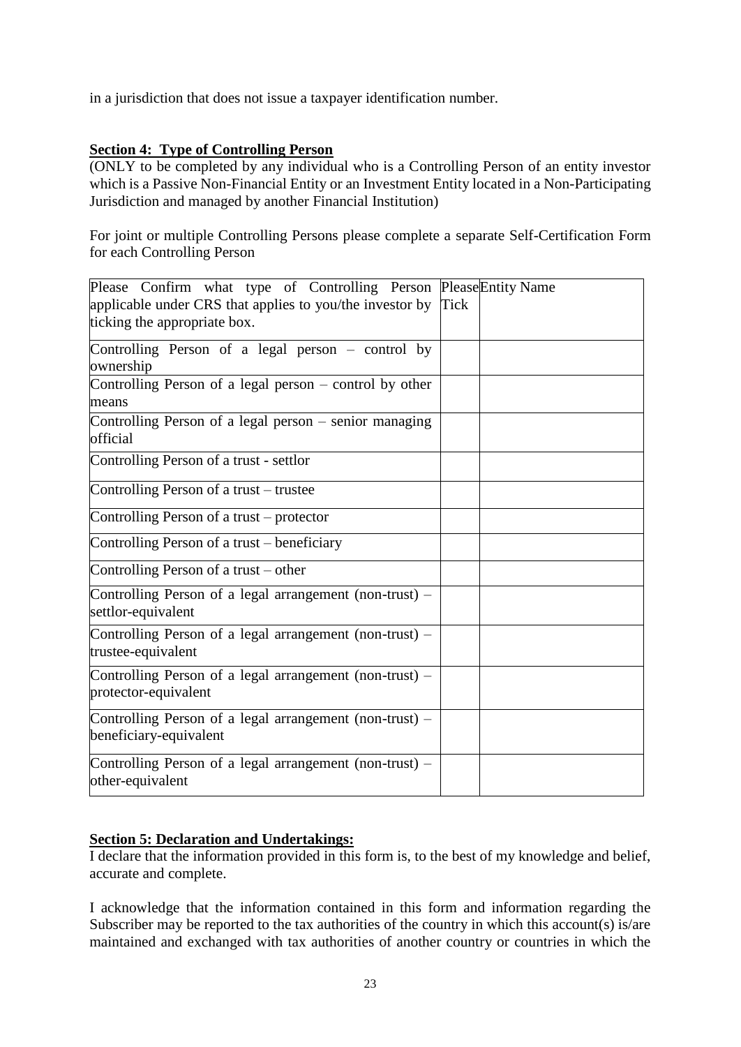in a jurisdiction that does not issue a taxpayer identification number.

**Section 4: Type of Controlling Person**

(ONLY to be completed by any individual who is a Controlling Person of an entity investor which is a Passive Non-Financial Entity or an Investment Entity located in a Non-Participating Jurisdiction and managed by another Financial Institution)

For joint or multiple Controlling Persons please complete a separate Self-Certification Form for each Controlling Person

| Please Confirm what type of Controlling Person applicable under CRS that applies to you/the investor by ticking the appropriate box. | Please Tick | Entity Name |
|---|---|---|
| Controlling Person of a legal person – control by ownership | | |
| Controlling Person of a legal person – control by other means | | |
| Controlling Person of a legal person – senior managing official | | |
| Controlling Person of a trust - settlor | | |
| Controlling Person of a trust – trustee | | |
| Controlling Person of a trust – protector | | |
| Controlling Person of a trust – beneficiary | | |
| Controlling Person of a trust – other | | |
| Controlling Person of a legal arrangement (non-trust) – settlor-equivalent | | |
| Controlling Person of a legal arrangement (non-trust) – trustee-equivalent | | |
| Controlling Person of a legal arrangement (non-trust) – protector-equivalent | | |
| Controlling Person of a legal arrangement (non-trust) – beneficiary-equivalent | | |
| Controlling Person of a legal arrangement (non-trust) – other-equivalent | | |

**Section 5: Declaration and Undertakings:**

I declare that the information provided in this form is, to the best of my knowledge and belief, accurate and complete.

I acknowledge that the information contained in this form and information regarding the Subscriber may be reported to the tax authorities of the country in which this account(s) is/are maintained and exchanged with tax authorities of another country or countries in which the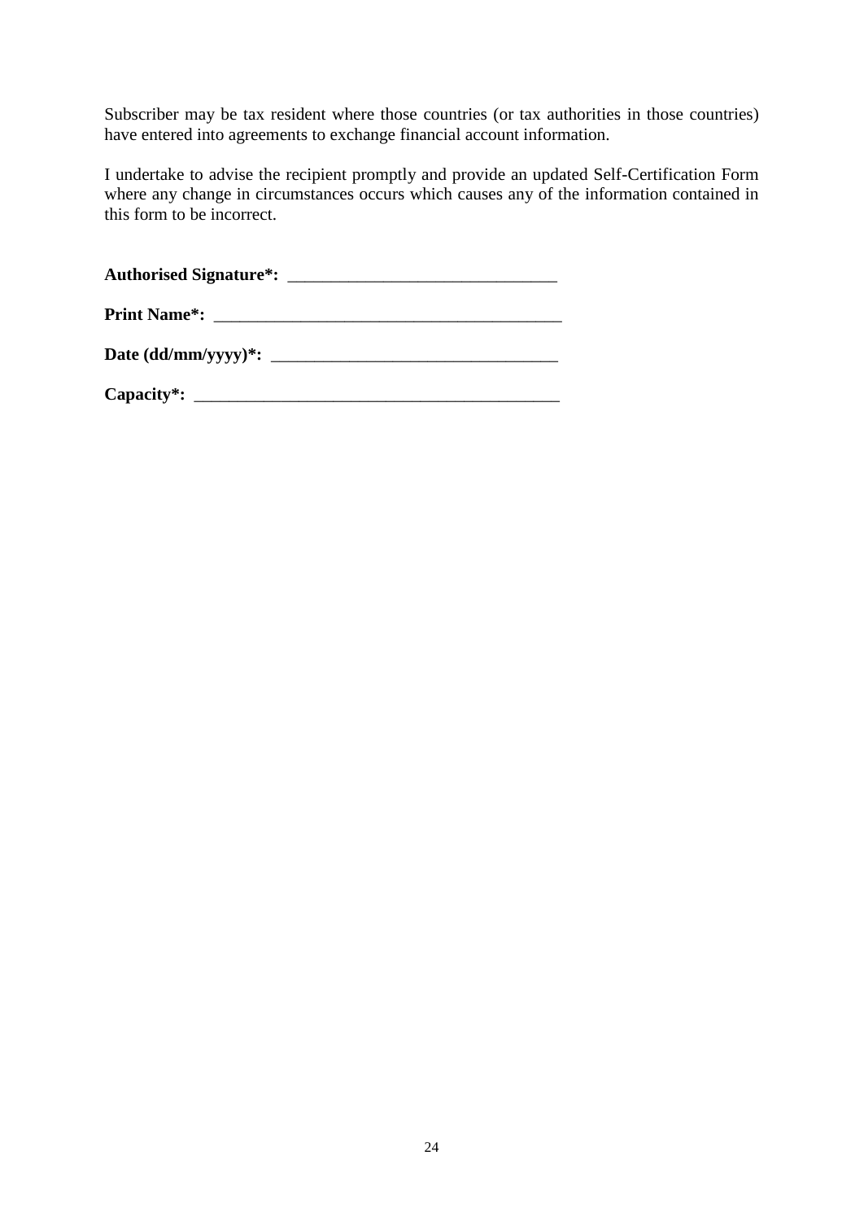Subscriber may be tax resident where those countries (or tax authorities in those countries) have entered into agreements to exchange financial account information.

I undertake to advise the recipient promptly and provide an updated Self-Certification Form where any change in circumstances occurs which causes any of the information contained in this form to be incorrect.

**Authorised Signature*:** ______________________________

**Print Name*:** ________________________________________

**Date (dd/mm/yyyy)*:** _________________________________

**Capacity*:** __________________________________________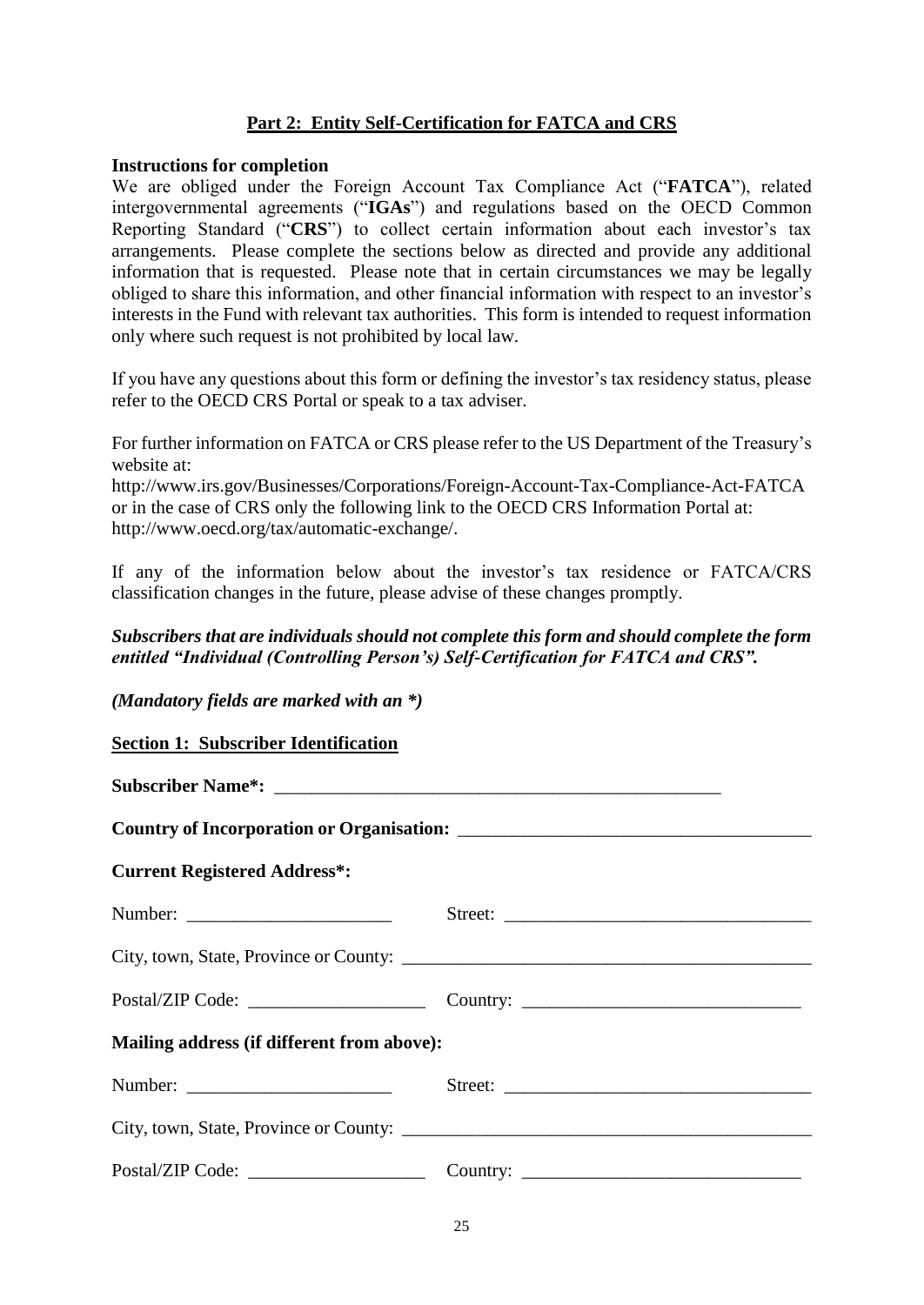## Part 2: Entity Self-Certification for FATCA and CRS

**Instructions for completion**

We are obliged under the Foreign Account Tax Compliance Act ("**FATCA**"), related intergovernmental agreements ("**IGAs**") and regulations based on the OECD Common Reporting Standard ("**CRS**") to collect certain information about each investor's tax arrangements. Please complete the sections below as directed and provide any additional information that is requested. Please note that in certain circumstances we may be legally obliged to share this information, and other financial information with respect to an investor's interests in the Fund with relevant tax authorities. This form is intended to request information only where such request is not prohibited by local law.

If you have any questions about this form or defining the investor's tax residency status, please refer to the OECD CRS Portal or speak to a tax adviser.

For further information on FATCA or CRS please refer to the US Department of the Treasury's website at:
http://www.irs.gov/Businesses/Corporations/Foreign-Account-Tax-Compliance-Act-FATCA
or in the case of CRS only the following link to the OECD CRS Information Portal at:
http://www.oecd.org/tax/automatic-exchange/.

If any of the information below about the investor's tax residence or FATCA/CRS classification changes in the future, please advise of these changes promptly.

***Subscribers that are individuals should not complete this form and should complete the form entitled "Individual (Controlling Person's) Self-Certification for FATCA and CRS".***

***(Mandatory fields are marked with an *)***

**Section 1: Subscriber Identification**

**Subscriber Name*:** ____________________________________________

**Country of Incorporation or Organisation:** ____________________________________

**Current Registered Address*:**

Number: ______________________ Street: ________________________________

City, town, State, Province or County: ____________________________________________

Postal/ZIP Code: ___________________ Country: _____________________________

**Mailing address (if different from above):**

Number: ______________________ Street: ________________________________

City, town, State, Province or County: ____________________________________________

Postal/ZIP Code: ___________________ Country: _____________________________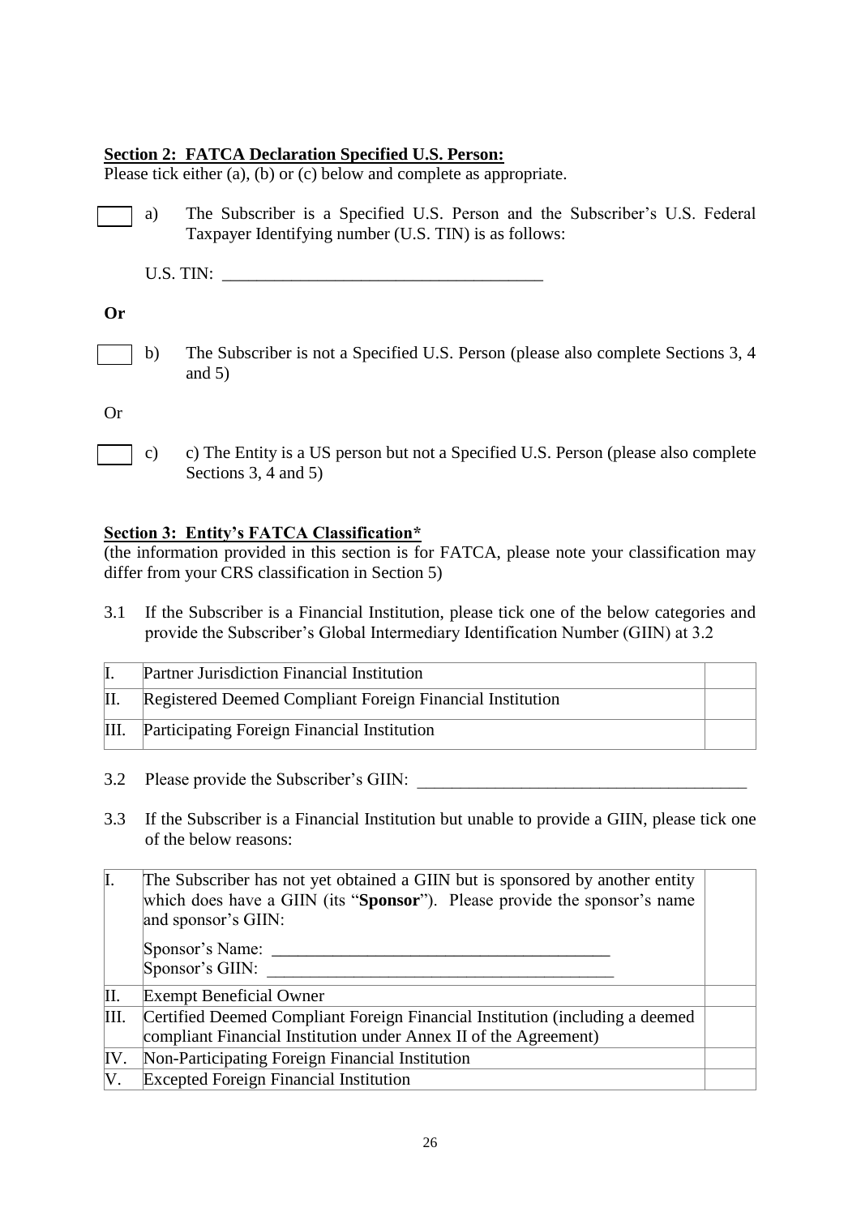**Section 2: FATCA Declaration Specified U.S. Person:**

Please tick either (a), (b) or (c) below and complete as appropriate.

☐ a) The Subscriber is a Specified U.S. Person and the Subscriber's U.S. Federal Taxpayer Identifying number (U.S. TIN) is as follows:

U.S. TIN: \_\_\_\_\_\_\_\_\_\_\_\_\_\_\_\_\_\_\_\_\_\_\_\_\_\_\_\_\_\_\_\_\_\_\_\_

**Or**

☐ b) The Subscriber is not a Specified U.S. Person (please also complete Sections 3, 4 and 5)

Or

☐ c) c) The Entity is a US person but not a Specified U.S. Person (please also complete Sections 3, 4 and 5)

**Section 3: Entity's FATCA Classification***

(the information provided in this section is for FATCA, please note your classification may differ from your CRS classification in Section 5)

3.1 If the Subscriber is a Financial Institution, please tick one of the below categories and provide the Subscriber's Global Intermediary Identification Number (GIIN) at 3.2

| | | |
|---|---|---|
| I. | Partner Jurisdiction Financial Institution | |
| II. | Registered Deemed Compliant Foreign Financial Institution | |
| III. | Participating Foreign Financial Institution | |

3.2 Please provide the Subscriber's GIIN: \_\_\_\_\_\_\_\_\_\_\_\_\_\_\_\_\_\_\_\_\_\_\_\_\_\_\_\_\_\_\_\_\_\_\_\_

3.3 If the Subscriber is a Financial Institution but unable to provide a GIIN, please tick one of the below reasons:

| | | |
|---|---|---|
| I. | The Subscriber has not yet obtained a GIIN but is sponsored by another entity which does have a GIIN (its "**Sponsor**"). Please provide the sponsor's name and sponsor's GIIN:<br><br>Sponsor's Name: \_\_\_\_\_\_\_\_\_\_\_\_\_\_\_\_\_\_\_\_\_\_\_\_\_\_\_\_\_\_\_\_\_\_\_\_<br>Sponsor's GIIN: \_\_\_\_\_\_\_\_\_\_\_\_\_\_\_\_\_\_\_\_\_\_\_\_\_\_\_\_\_\_\_\_\_\_\_\_ | |
| II. | Exempt Beneficial Owner | |
| III. | Certified Deemed Compliant Foreign Financial Institution (including a deemed compliant Financial Institution under Annex II of the Agreement) | |
| IV. | Non-Participating Foreign Financial Institution | |
| V. | Excepted Foreign Financial Institution | |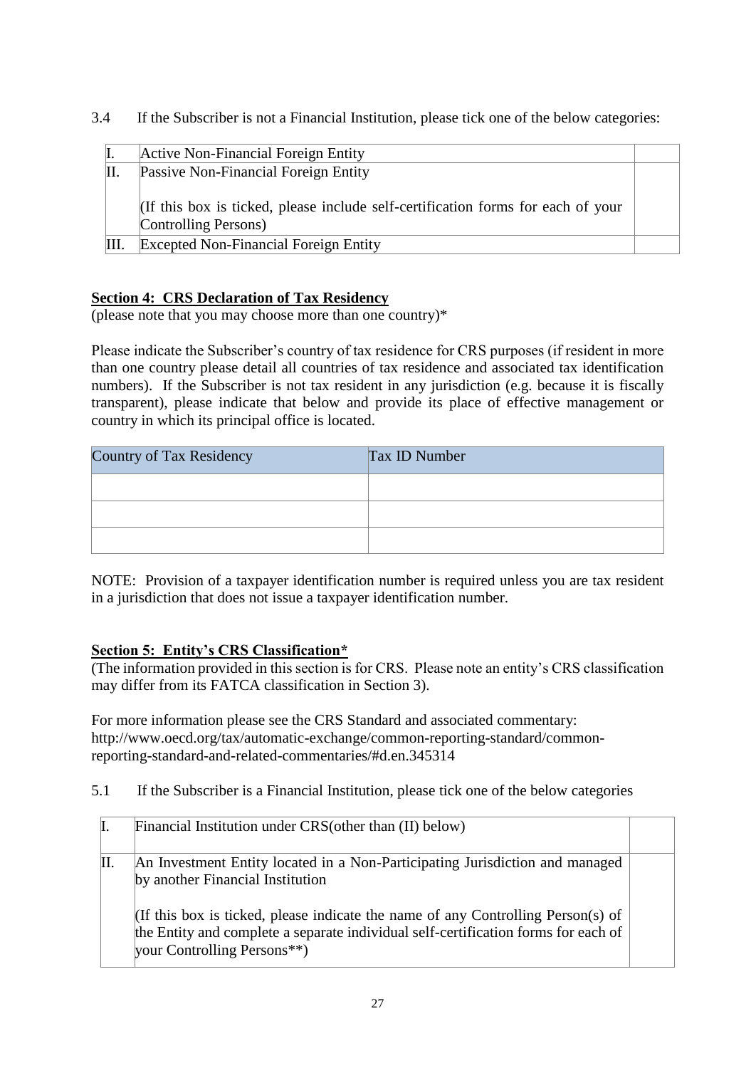3.4 If the Subscriber is not a Financial Institution, please tick one of the below categories:

| | | |
|---|---|---|
| I. | Active Non-Financial Foreign Entity | |
| II. | Passive Non-Financial Foreign Entity<br><br>(If this box is ticked, please include self-certification forms for each of your Controlling Persons) | |
| III. | Excepted Non-Financial Foreign Entity | |

**Section 4: CRS Declaration of Tax Residency**
(please note that you may choose more than one country)*

Please indicate the Subscriber's country of tax residence for CRS purposes (if resident in more than one country please detail all countries of tax residence and associated tax identification numbers). If the Subscriber is not tax resident in any jurisdiction (e.g. because it is fiscally transparent), please indicate that below and provide its place of effective management or country in which its principal office is located.

| Country of Tax Residency | Tax ID Number |
|---|---|
| | |
| | |
| | |

NOTE: Provision of a taxpayer identification number is required unless you are tax resident in a jurisdiction that does not issue a taxpayer identification number.

**Section 5: Entity's CRS Classification***
(The information provided in this section is for CRS. Please note an entity's CRS classification may differ from its FATCA classification in Section 3).

For more information please see the CRS Standard and associated commentary:
http://www.oecd.org/tax/automatic-exchange/common-reporting-standard/common-reporting-standard-and-related-commentaries/#d.en.345314

5.1 If the Subscriber is a Financial Institution, please tick one of the below categories

| | | |
|---|---|---|
| I. | Financial Institution under CRS(other than (II) below) | |
| II. | An Investment Entity located in a Non-Participating Jurisdiction and managed by another Financial Institution<br><br>(If this box is ticked, please indicate the name of any Controlling Person(s) of the Entity and complete a separate individual self-certification forms for each of your Controlling Persons**) | |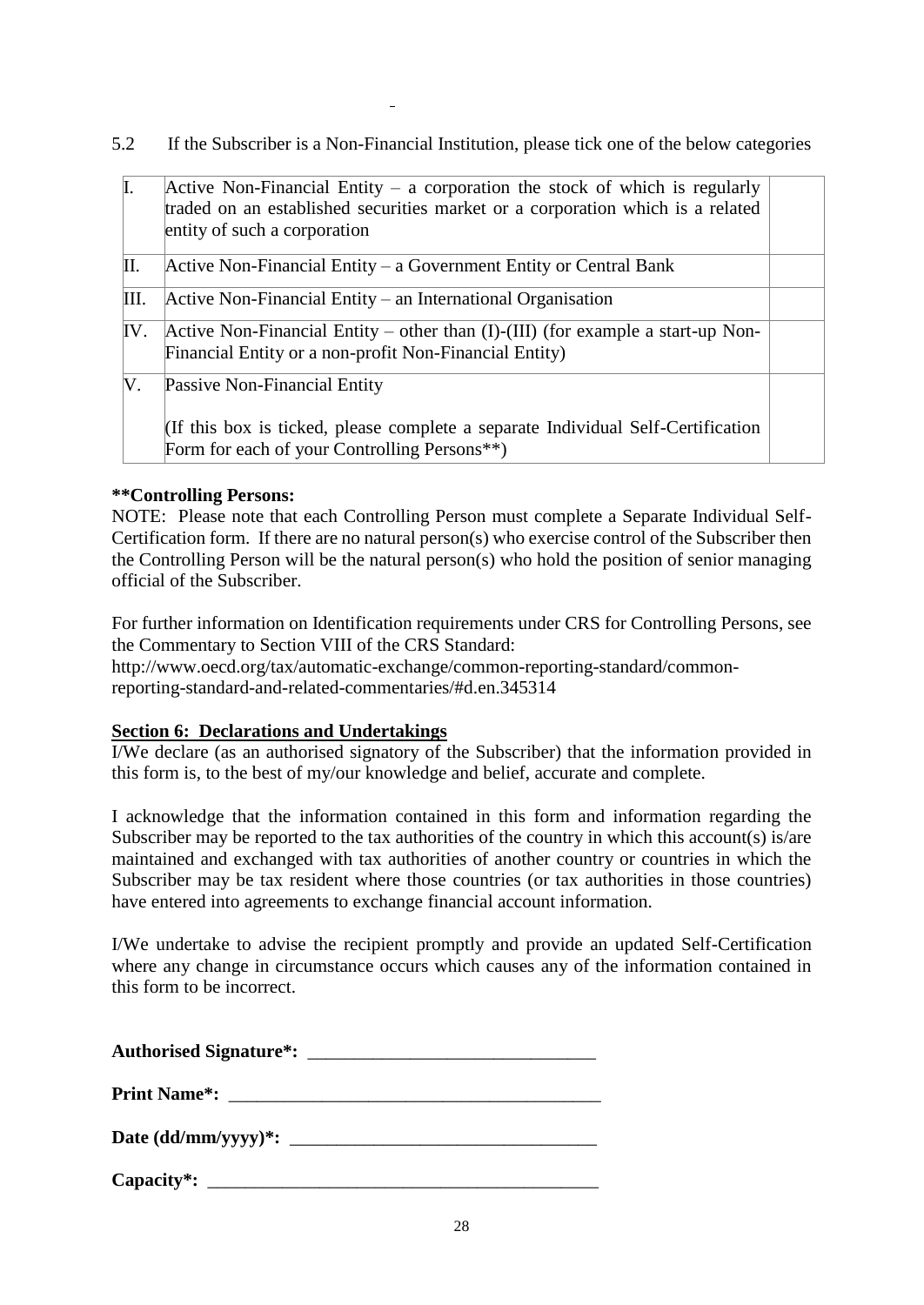5.2 If the Subscriber is a Non-Financial Institution, please tick one of the below categories

| | | |
|---|---|---|
| I. | Active Non-Financial Entity – a corporation the stock of which is regularly traded on an established securities market or a corporation which is a related entity of such a corporation | |
| II. | Active Non-Financial Entity – a Government Entity or Central Bank | |
| III. | Active Non-Financial Entity – an International Organisation | |
| IV. | Active Non-Financial Entity – other than (I)-(III) (for example a start-up Non-Financial Entity or a non-profit Non-Financial Entity) | |
| V. | Passive Non-Financial Entity<br><br>(If this box is ticked, please complete a separate Individual Self-Certification Form for each of your Controlling Persons**) | |

**Controlling Persons:**
NOTE: Please note that each Controlling Person must complete a Separate Individual Self-Certification form. If there are no natural person(s) who exercise control of the Subscriber then the Controlling Person will be the natural person(s) who hold the position of senior managing official of the Subscriber.

For further information on Identification requirements under CRS for Controlling Persons, see the Commentary to Section VIII of the CRS Standard:
http://www.oecd.org/tax/automatic-exchange/common-reporting-standard/common-reporting-standard-and-related-commentaries/#d.en.345314

**Section 6: Declarations and Undertakings**

I/We declare (as an authorised signatory of the Subscriber) that the information provided in this form is, to the best of my/our knowledge and belief, accurate and complete.

I acknowledge that the information contained in this form and information regarding the Subscriber may be reported to the tax authorities of the country in which this account(s) is/are maintained and exchanged with tax authorities of another country or countries in which the Subscriber may be tax resident where those countries (or tax authorities in those countries) have entered into agreements to exchange financial account information.

I/We undertake to advise the recipient promptly and provide an updated Self-Certification where any change in circumstance occurs which causes any of the information contained in this form to be incorrect.

**Authorised Signature*:** ______________________________

**Print Name*:** ________________________________________

**Date (dd/mm/yyyy)*:** _________________________________

**Capacity*:** __________________________________________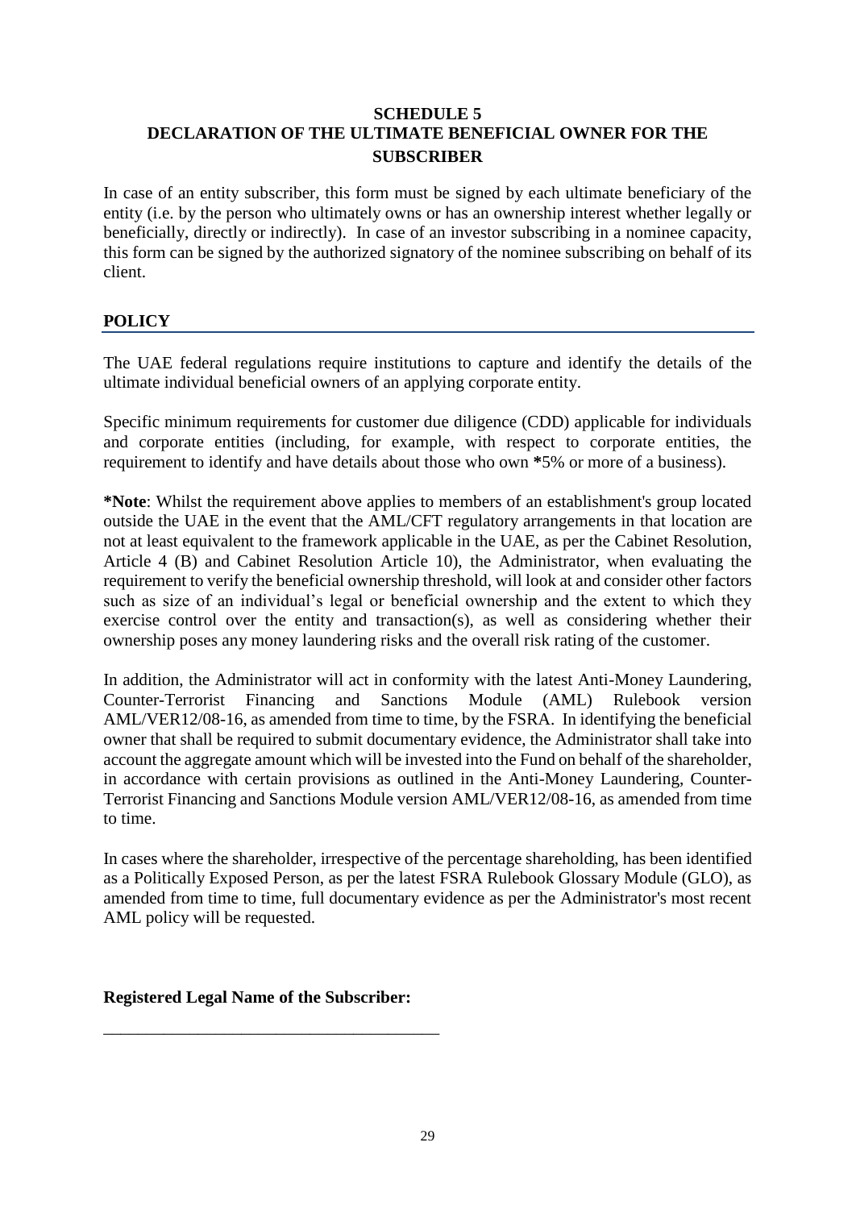## SCHEDULE 5
## DECLARATION OF THE ULTIMATE BENEFICIAL OWNER FOR THE SUBSCRIBER

In case of an entity subscriber, this form must be signed by each ultimate beneficiary of the entity (i.e. by the person who ultimately owns or has an ownership interest whether legally or beneficially, directly or indirectly). In case of an investor subscribing in a nominee capacity, this form can be signed by the authorized signatory of the nominee subscribing on behalf of its client.

### POLICY

The UAE federal regulations require institutions to capture and identify the details of the ultimate individual beneficial owners of an applying corporate entity.

Specific minimum requirements for customer due diligence (CDD) applicable for individuals and corporate entities (including, for example, with respect to corporate entities, the requirement to identify and have details about those who own **\***5% or more of a business).

**\*Note**: Whilst the requirement above applies to members of an establishment's group located outside the UAE in the event that the AML/CFT regulatory arrangements in that location are not at least equivalent to the framework applicable in the UAE, as per the Cabinet Resolution, Article 4 (B) and Cabinet Resolution Article 10), the Administrator, when evaluating the requirement to verify the beneficial ownership threshold, will look at and consider other factors such as size of an individual's legal or beneficial ownership and the extent to which they exercise control over the entity and transaction(s), as well as considering whether their ownership poses any money laundering risks and the overall risk rating of the customer.

In addition, the Administrator will act in conformity with the latest Anti-Money Laundering, Counter-Terrorist Financing and Sanctions Module (AML) Rulebook version AML/VER12/08-16, as amended from time to time, by the FSRA. In identifying the beneficial owner that shall be required to submit documentary evidence, the Administrator shall take into account the aggregate amount which will be invested into the Fund on behalf of the shareholder, in accordance with certain provisions as outlined in the Anti-Money Laundering, Counter-Terrorist Financing and Sanctions Module version AML/VER12/08-16, as amended from time to time.

In cases where the shareholder, irrespective of the percentage shareholding, has been identified as a Politically Exposed Person, as per the latest FSRA Rulebook Glossary Module (GLO), as amended from time to time, full documentary evidence as per the Administrator's most recent AML policy will be requested.

**Registered Legal Name of the Subscriber:**

_______________________________________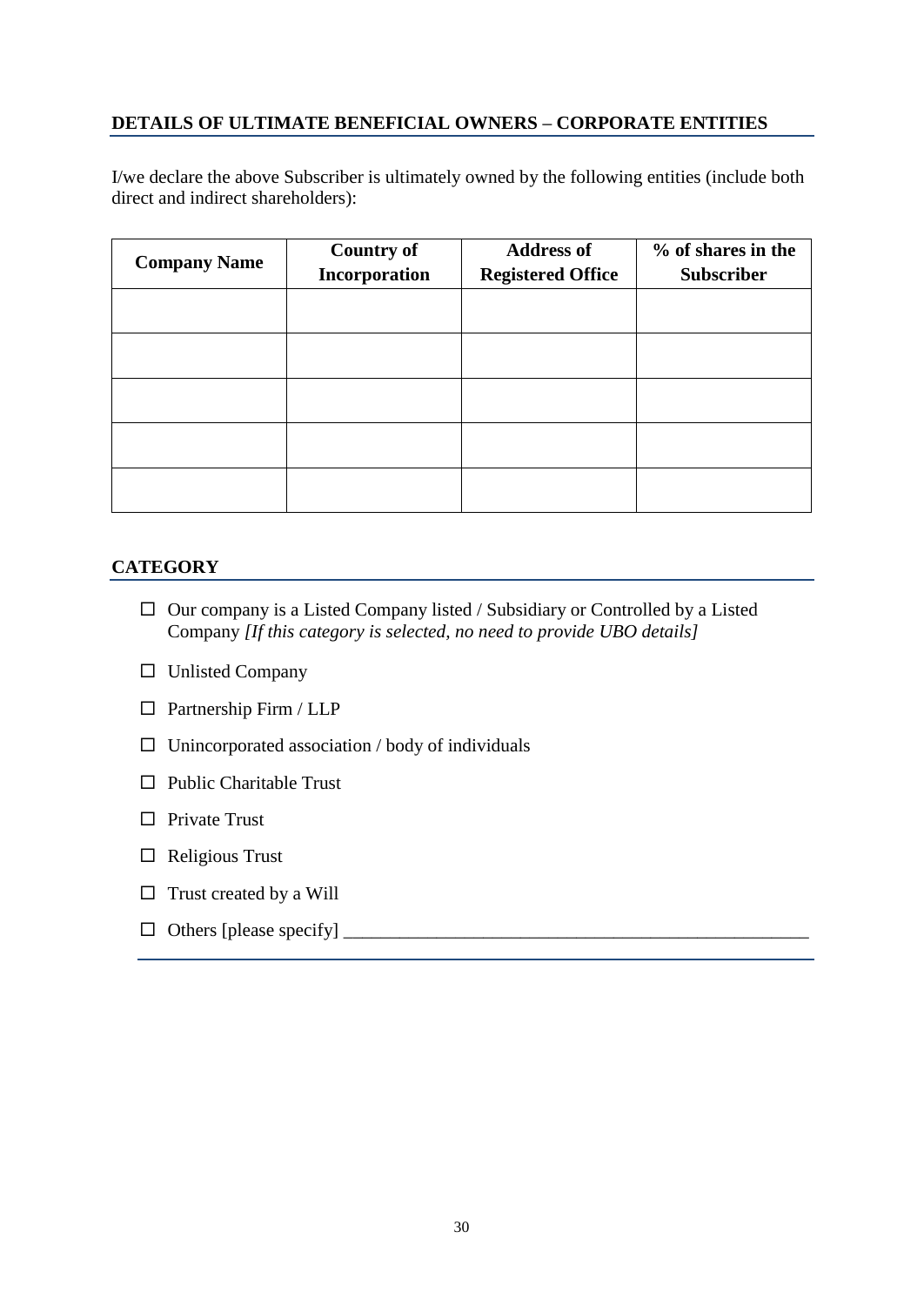## DETAILS OF ULTIMATE BENEFICIAL OWNERS – CORPORATE ENTITIES

I/we declare the above Subscriber is ultimately owned by the following entities (include both direct and indirect shareholders):

| Company Name | Country of Incorporation | Address of Registered Office | % of shares in the Subscriber |
|---|---|---|---|
| | | | |
| | | | |
| | | | |
| | | | |
| | | | |

## CATEGORY

- ☐ Our company is a Listed Company listed / Subsidiary or Controlled by a Listed Company *[If this category is selected, no need to provide UBO details]*
- ☐ Unlisted Company
- ☐ Partnership Firm / LLP
- ☐ Unincorporated association / body of individuals
- ☐ Public Charitable Trust
- ☐ Private Trust
- ☐ Religious Trust
- ☐ Trust created by a Will
- ☐ Others [please specify] ____________________________________________________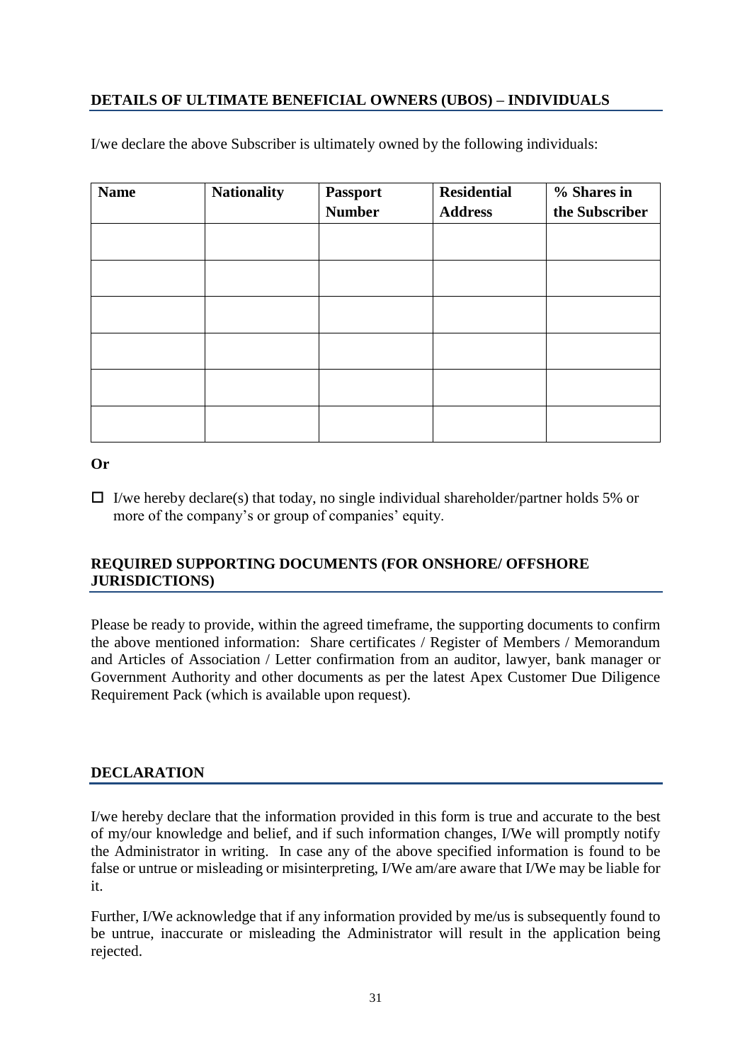## DETAILS OF ULTIMATE BENEFICIAL OWNERS (UBOS) – INDIVIDUALS

I/we declare the above Subscriber is ultimately owned by the following individuals:

| Name | Nationality | Passport Number | Residential Address | % Shares in the Subscriber |
|---|---|---|---|---|
| | | | | |
| | | | | |
| | | | | |
| | | | | |
| | | | | |
| | | | | |

**Or**

- ☐ I/we hereby declare(s) that today, no single individual shareholder/partner holds 5% or more of the company's or group of companies' equity.

## REQUIRED SUPPORTING DOCUMENTS (FOR ONSHORE/ OFFSHORE JURISDICTIONS)

Please be ready to provide, within the agreed timeframe, the supporting documents to confirm the above mentioned information: Share certificates / Register of Members / Memorandum and Articles of Association / Letter confirmation from an auditor, lawyer, bank manager or Government Authority and other documents as per the latest Apex Customer Due Diligence Requirement Pack (which is available upon request).

## DECLARATION

I/we hereby declare that the information provided in this form is true and accurate to the best of my/our knowledge and belief, and if such information changes, I/We will promptly notify the Administrator in writing. In case any of the above specified information is found to be false or untrue or misleading or misinterpreting, I/We am/are aware that I/We may be liable for it.

Further, I/We acknowledge that if any information provided by me/us is subsequently found to be untrue, inaccurate or misleading the Administrator will result in the application being rejected.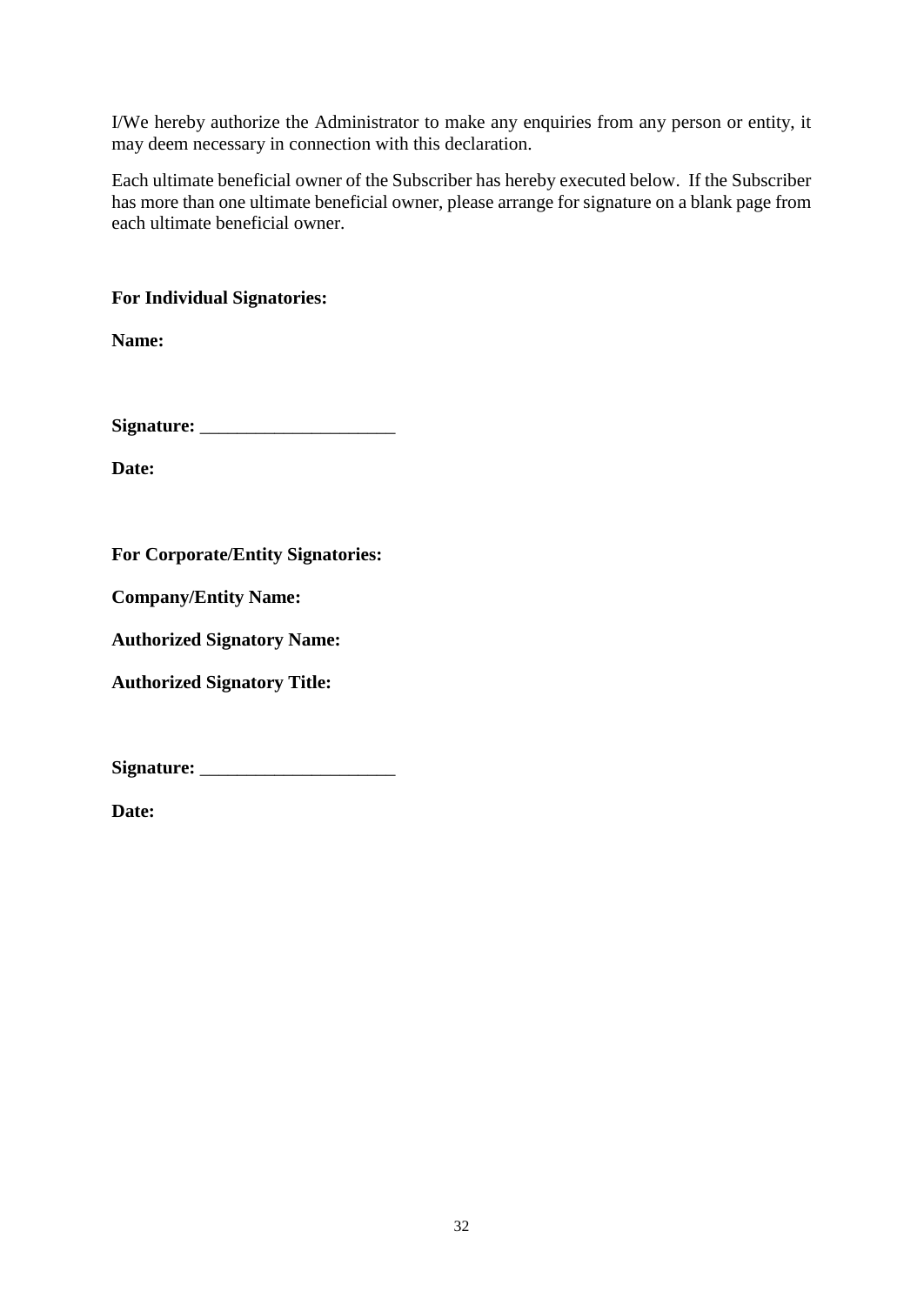I/We hereby authorize the Administrator to make any enquiries from any person or entity, it may deem necessary in connection with this declaration.

Each ultimate beneficial owner of the Subscriber has hereby executed below. If the Subscriber has more than one ultimate beneficial owner, please arrange for signature on a blank page from each ultimate beneficial owner.

**For Individual Signatories:**

**Name:**

**Signature:** _____________________

**Date:**

**For Corporate/Entity Signatories:**

**Company/Entity Name:**

**Authorized Signatory Name:**

**Authorized Signatory Title:**

**Signature:** _____________________

**Date:**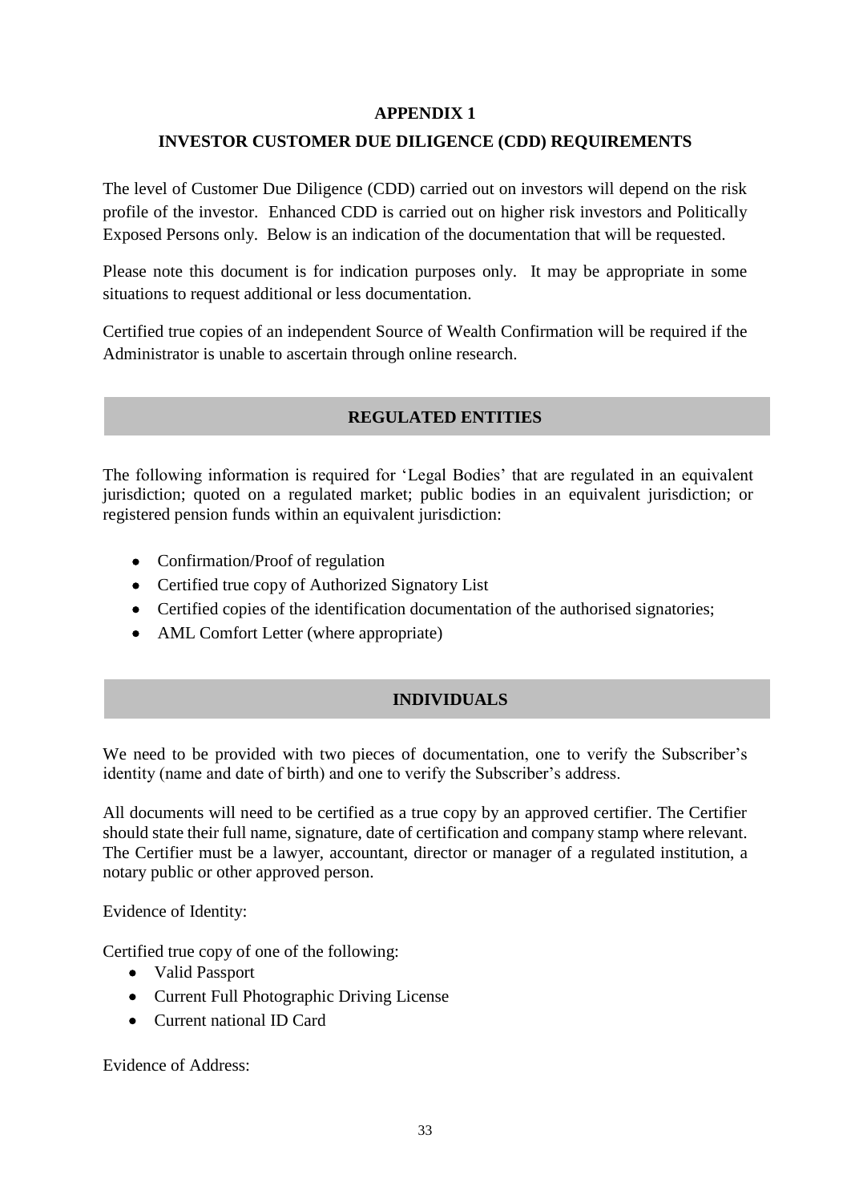# APPENDIX 1

## INVESTOR CUSTOMER DUE DILIGENCE (CDD) REQUIREMENTS

The level of Customer Due Diligence (CDD) carried out on investors will depend on the risk profile of the investor. Enhanced CDD is carried out on higher risk investors and Politically Exposed Persons only. Below is an indication of the documentation that will be requested.

Please note this document is for indication purposes only. It may be appropriate in some situations to request additional or less documentation.

Certified true copies of an independent Source of Wealth Confirmation will be required if the Administrator is unable to ascertain through online research.

### REGULATED ENTITIES

The following information is required for 'Legal Bodies' that are regulated in an equivalent jurisdiction; quoted on a regulated market; public bodies in an equivalent jurisdiction; or registered pension funds within an equivalent jurisdiction:

- Confirmation/Proof of regulation
- Certified true copy of Authorized Signatory List
- Certified copies of the identification documentation of the authorised signatories;
- AML Comfort Letter (where appropriate)

### INDIVIDUALS

We need to be provided with two pieces of documentation, one to verify the Subscriber's identity (name and date of birth) and one to verify the Subscriber's address.

All documents will need to be certified as a true copy by an approved certifier. The Certifier should state their full name, signature, date of certification and company stamp where relevant. The Certifier must be a lawyer, accountant, director or manager of a regulated institution, a notary public or other approved person.

Evidence of Identity:

Certified true copy of one of the following:

- Valid Passport
- Current Full Photographic Driving License
- Current national ID Card

Evidence of Address: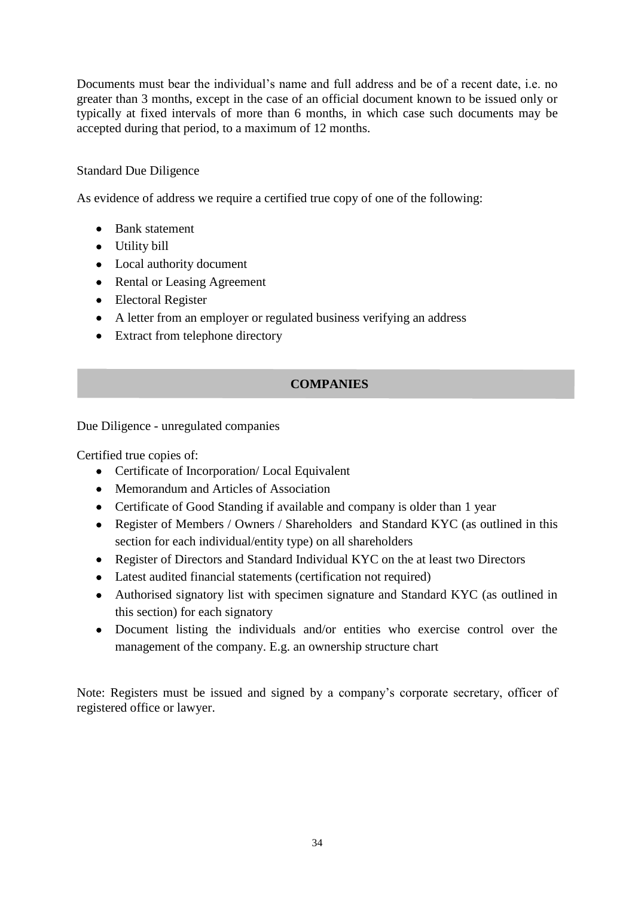Documents must bear the individual's name and full address and be of a recent date, i.e. no greater than 3 months, except in the case of an official document known to be issued only or typically at fixed intervals of more than 6 months, in which case such documents may be accepted during that period, to a maximum of 12 months.

Standard Due Diligence

As evidence of address we require a certified true copy of one of the following:

- Bank statement
- Utility bill
- Local authority document
- Rental or Leasing Agreement
- Electoral Register
- A letter from an employer or regulated business verifying an address
- Extract from telephone directory

## COMPANIES

Due Diligence - unregulated companies

Certified true copies of:

- Certificate of Incorporation/ Local Equivalent
- Memorandum and Articles of Association
- Certificate of Good Standing if available and company is older than 1 year
- Register of Members / Owners / Shareholders and Standard KYC (as outlined in this section for each individual/entity type) on all shareholders
- Register of Directors and Standard Individual KYC on the at least two Directors
- Latest audited financial statements (certification not required)
- Authorised signatory list with specimen signature and Standard KYC (as outlined in this section) for each signatory
- Document listing the individuals and/or entities who exercise control over the management of the company. E.g. an ownership structure chart

Note: Registers must be issued and signed by a company's corporate secretary, officer of registered office or lawyer.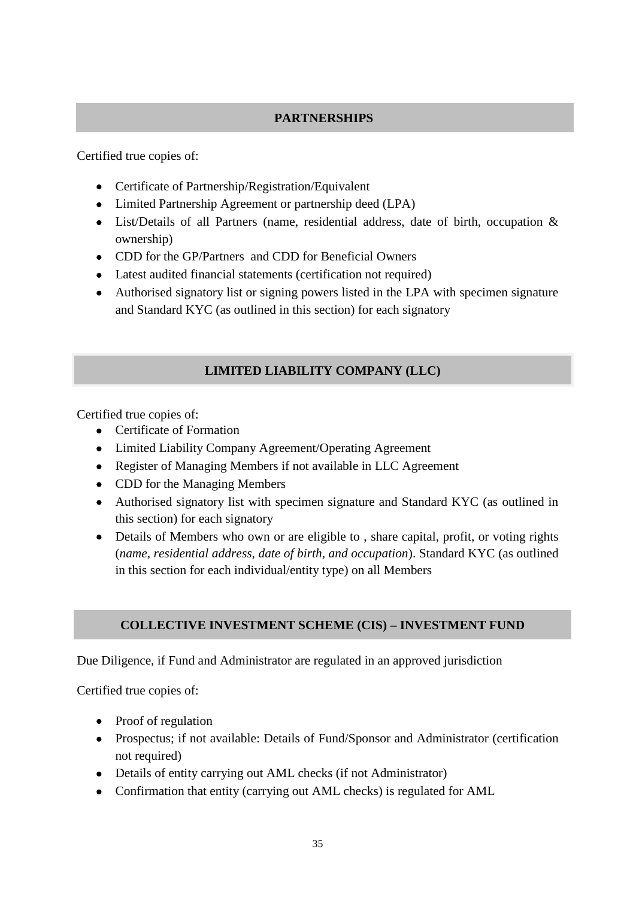## PARTNERSHIPS

Certified true copies of:

- Certificate of Partnership/Registration/Equivalent
- Limited Partnership Agreement or partnership deed (LPA)
- List/Details of all Partners (name, residential address, date of birth, occupation & ownership)
- CDD for the GP/Partners and CDD for Beneficial Owners
- Latest audited financial statements (certification not required)
- Authorised signatory list or signing powers listed in the LPA with specimen signature and Standard KYC (as outlined in this section) for each signatory

## LIMITED LIABILITY COMPANY (LLC)

Certified true copies of:

- Certificate of Formation
- Limited Liability Company Agreement/Operating Agreement
- Register of Managing Members if not available in LLC Agreement
- CDD for the Managing Members
- Authorised signatory list with specimen signature and Standard KYC (as outlined in this section) for each signatory
- Details of Members who own or are eligible to , share capital, profit, or voting rights (*name, residential address, date of birth, and occupation*). Standard KYC (as outlined in this section for each individual/entity type) on all Members

## COLLECTIVE INVESTMENT SCHEME (CIS) – INVESTMENT FUND

Due Diligence, if Fund and Administrator are regulated in an approved jurisdiction

Certified true copies of:

- Proof of regulation
- Prospectus; if not available: Details of Fund/Sponsor and Administrator (certification not required)
- Details of entity carrying out AML checks (if not Administrator)
- Confirmation that entity (carrying out AML checks) is regulated for AML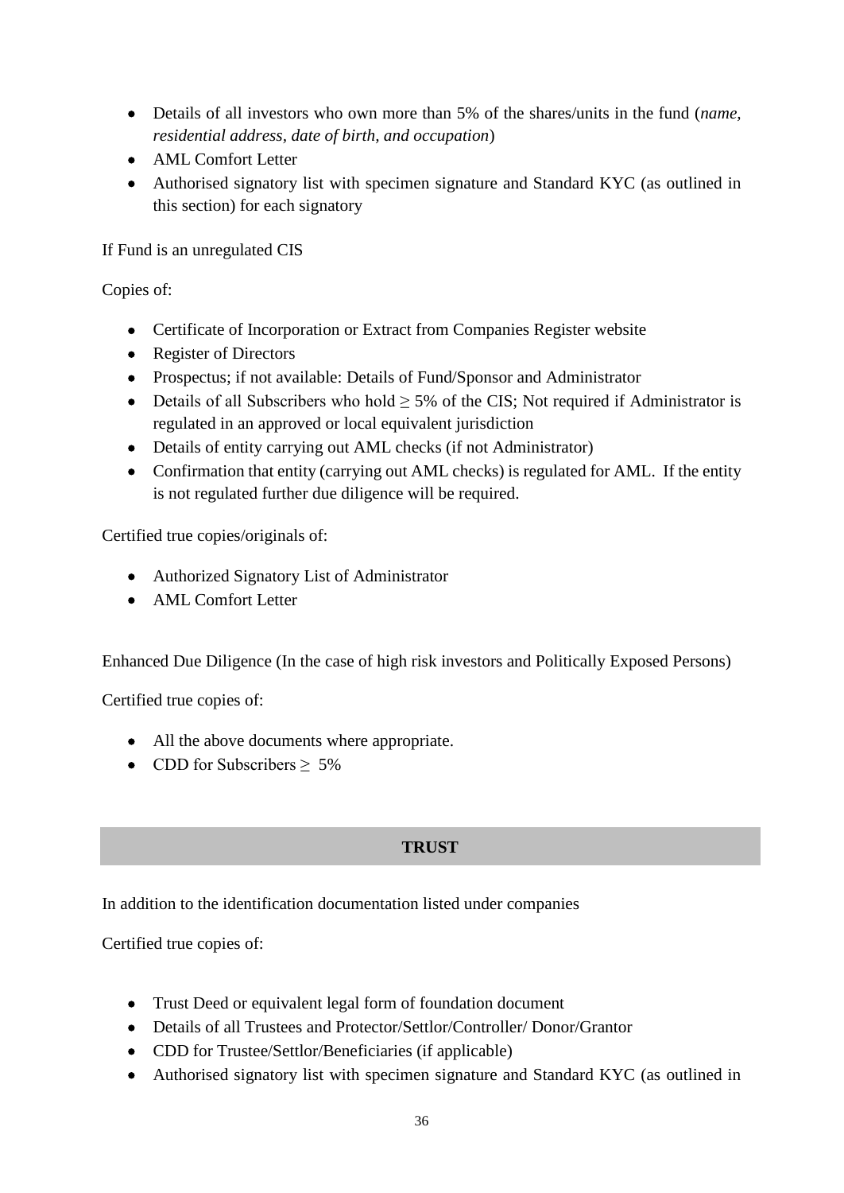- Details of all investors who own more than 5% of the shares/units in the fund (*name, residential address, date of birth, and occupation*)
- AML Comfort Letter
- Authorised signatory list with specimen signature and Standard KYC (as outlined in this section) for each signatory

If Fund is an unregulated CIS

Copies of:

- Certificate of Incorporation or Extract from Companies Register website
- Register of Directors
- Prospectus; if not available: Details of Fund/Sponsor and Administrator
- Details of all Subscribers who hold ≥ 5% of the CIS; Not required if Administrator is regulated in an approved or local equivalent jurisdiction
- Details of entity carrying out AML checks (if not Administrator)
- Confirmation that entity (carrying out AML checks) is regulated for AML. If the entity is not regulated further due diligence will be required.

Certified true copies/originals of:

- Authorized Signatory List of Administrator
- AML Comfort Letter

Enhanced Due Diligence (In the case of high risk investors and Politically Exposed Persons)

Certified true copies of:

- All the above documents where appropriate.
- CDD for Subscribers ≥ 5%

## TRUST

In addition to the identification documentation listed under companies

Certified true copies of:

- Trust Deed or equivalent legal form of foundation document
- Details of all Trustees and Protector/Settlor/Controller/ Donor/Grantor
- CDD for Trustee/Settlor/Beneficiaries (if applicable)
- Authorised signatory list with specimen signature and Standard KYC (as outlined in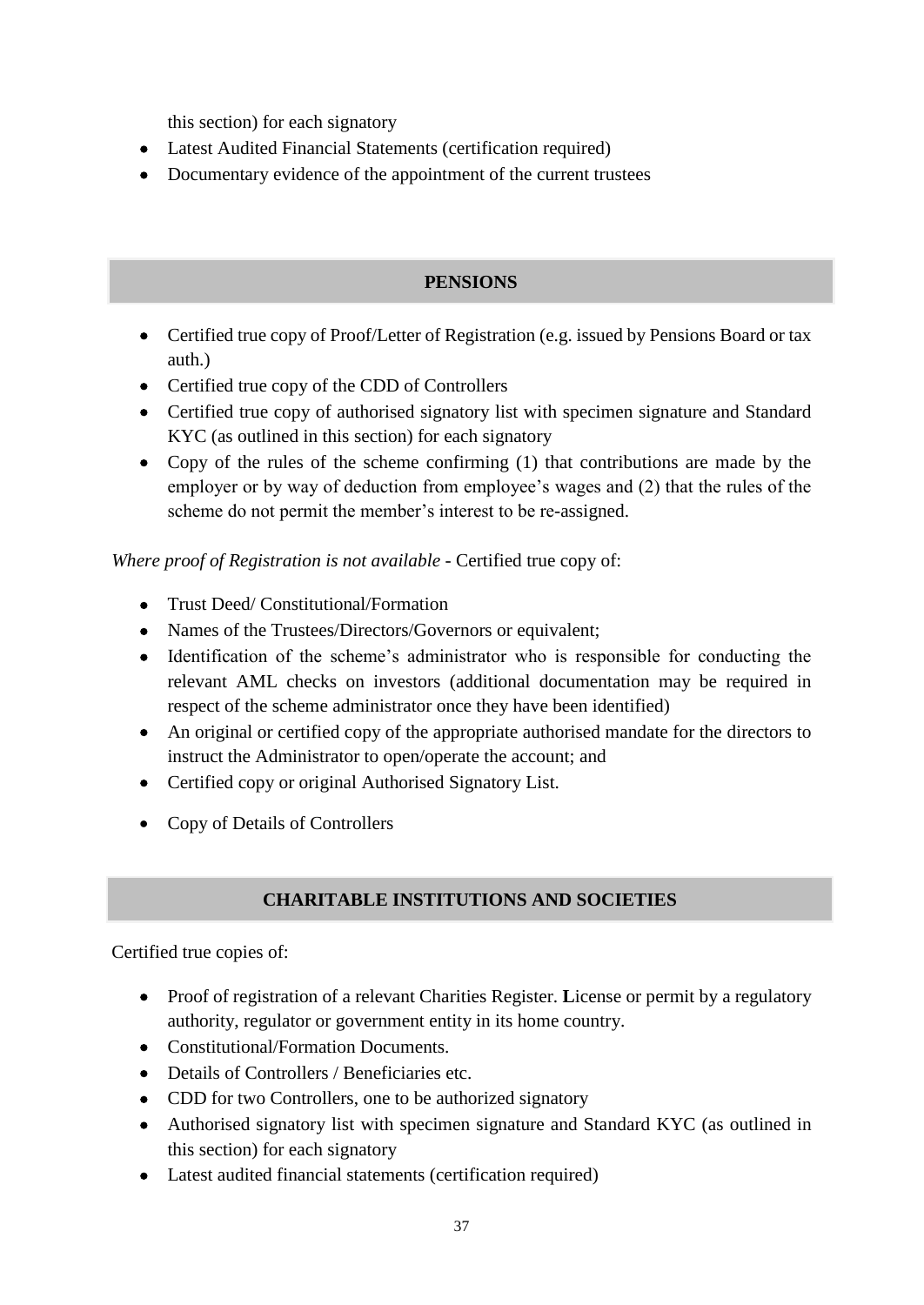this section) for each signatory

- Latest Audited Financial Statements (certification required)
- Documentary evidence of the appointment of the current trustees

## PENSIONS

- Certified true copy of Proof/Letter of Registration (e.g. issued by Pensions Board or tax auth.)
- Certified true copy of the CDD of Controllers
- Certified true copy of authorised signatory list with specimen signature and Standard KYC (as outlined in this section) for each signatory
- Copy of the rules of the scheme confirming (1) that contributions are made by the employer or by way of deduction from employee's wages and (2) that the rules of the scheme do not permit the member's interest to be re-assigned.

*Where proof of Registration is not available* - Certified true copy of:

- Trust Deed/ Constitutional/Formation
- Names of the Trustees/Directors/Governors or equivalent;
- Identification of the scheme's administrator who is responsible for conducting the relevant AML checks on investors (additional documentation may be required in respect of the scheme administrator once they have been identified)
- An original or certified copy of the appropriate authorised mandate for the directors to instruct the Administrator to open/operate the account; and
- Certified copy or original Authorised Signatory List.
- Copy of Details of Controllers

## CHARITABLE INSTITUTIONS AND SOCIETIES

Certified true copies of:

- Proof of registration of a relevant Charities Register. **L**icense or permit by a regulatory authority, regulator or government entity in its home country.
- Constitutional/Formation Documents.
- Details of Controllers / Beneficiaries etc.
- CDD for two Controllers, one to be authorized signatory
- Authorised signatory list with specimen signature and Standard KYC (as outlined in this section) for each signatory
- Latest audited financial statements (certification required)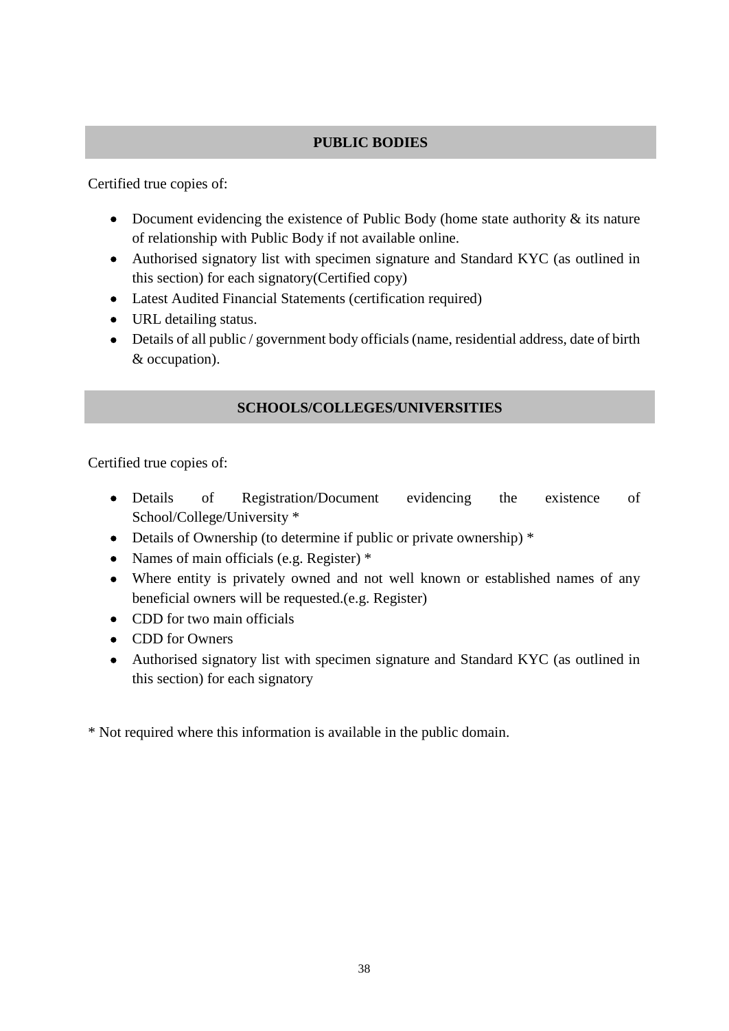## PUBLIC BODIES

Certified true copies of:

- Document evidencing the existence of Public Body (home state authority & its nature of relationship with Public Body if not available online.
- Authorised signatory list with specimen signature and Standard KYC (as outlined in this section) for each signatory(Certified copy)
- Latest Audited Financial Statements (certification required)
- URL detailing status.
- Details of all public / government body officials (name, residential address, date of birth & occupation).

## SCHOOLS/COLLEGES/UNIVERSITIES

Certified true copies of:

- Details of Registration/Document evidencing the existence of School/College/University *
- Details of Ownership (to determine if public or private ownership) *
- Names of main officials (e.g. Register) *
- Where entity is privately owned and not well known or established names of any beneficial owners will be requested.(e.g. Register)
- CDD for two main officials
- CDD for Owners
- Authorised signatory list with specimen signature and Standard KYC (as outlined in this section) for each signatory

* Not required where this information is available in the public domain.